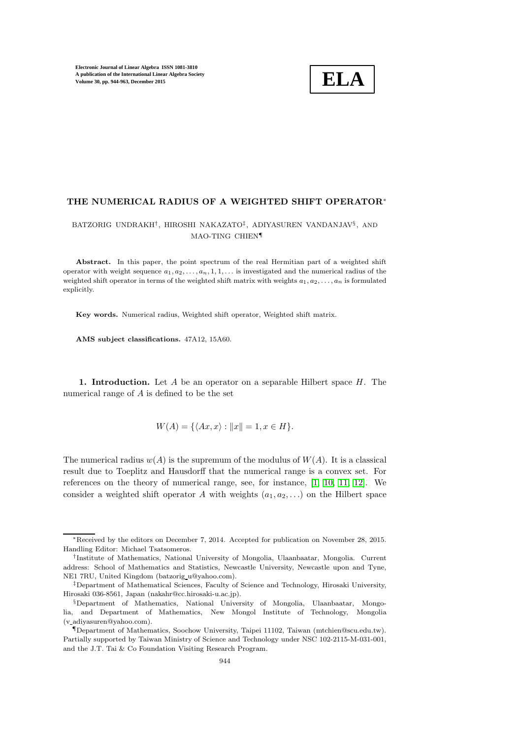# THE NUMERICAL RADIUS OF A WEIGHTED SHIFT OPERATOR*

BATZORIG UNDRAKH†, HIROSHI NAKAZATO‡, ADIYASUREN VANDANJAV§, AND MAO-TING CHIEN¶

**Abstract.** In this paper, the point spectrum of the real Hermitian part of a weighted shift operator with weight sequence $a_1, a_2, \ldots, a_n, 1, 1, \ldots$ is investigated and the numerical radius of the weighted shift operator in terms of the weighted shift matrix with weights $a_1, a_2, \ldots, a_n$ is formulated explicitly.

**Key words.** Numerical radius, Weighted shift operator, Weighted shift matrix.

**AMS subject classifications.** 47A12, 15A60.

**1. Introduction.** Let $A$ be an operator on a separable Hilbert space $H$. The numerical range of $A$ is defined to be the set

$$W(A) = \{\langle Ax, x\rangle : \|x\| = 1, x \in H\}.$$

The numerical radius $w(A)$ is the supremum of the modulus of $W(A)$. It is a classical result due to Toeplitz and Hausdorff that the numerical range is a convex set. For references on the theory of numerical range, see, for instance, [1, 10, 11, 12]. We consider a weighted shift operator $A$ with weights $(a_1, a_2, \ldots)$ on the Hilbert space

---

*Received by the editors on December 7, 2014. Accepted for publication on November 28, 2015. Handling Editor: Michael Tsatsomeros.

†Institute of Mathematics, National University of Mongolia, Ulaanbaatar, Mongolia. Current address: School of Mathematics and Statistics, Newcastle University, Newcastle upon and Tyne, NE1 7RU, United Kingdom (batzorig_u@yahoo.com).

‡Department of Mathematical Sciences, Faculty of Science and Technology, Hirosaki University, Hirosaki 036-8561, Japan (nakahr@cc.hirosaki-u.ac.jp).

§Department of Mathematics, National University of Mongolia, Ulaanbaatar, Mongolia, and Department of Mathematics, New Mongol Institute of Technology, Mongolia (v_adiyasuren@yahoo.com).

¶Department of Mathematics, Soochow University, Taipei 11102, Taiwan (mtchien@scu.edu.tw). Partially supported by Taiwan Ministry of Science and Technology under NSC 102-2115-M-031-001, and the J.T. Tai & Co Foundation Visiting Research Program.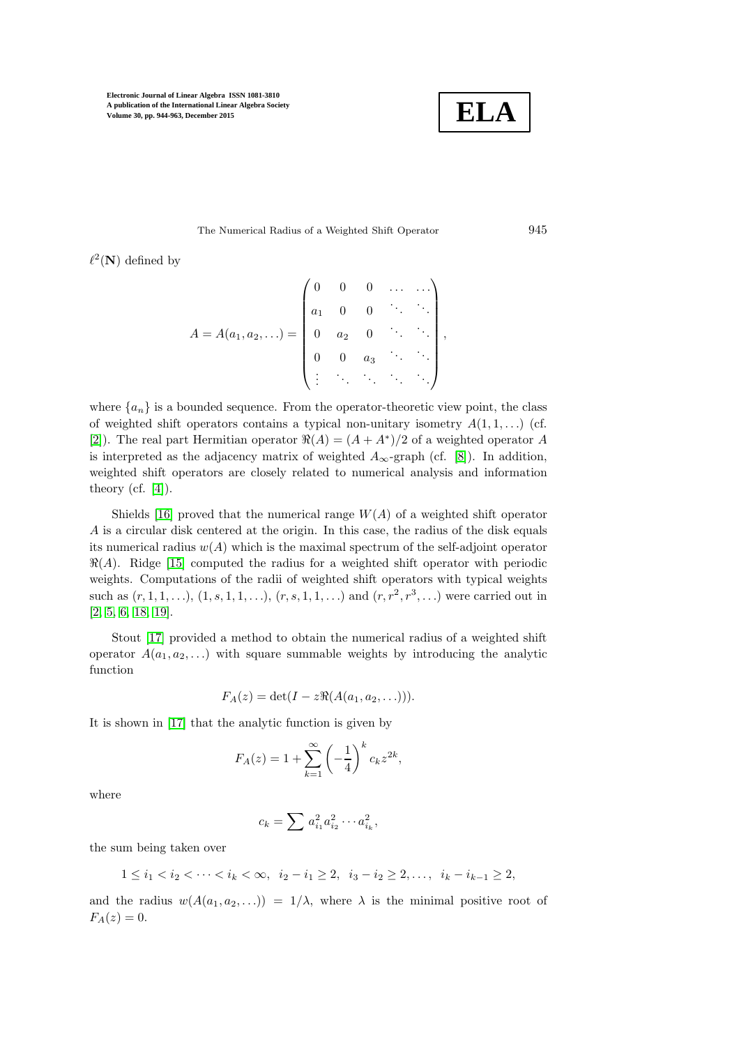$\ell^2(\mathbf{N})$ defined by

$$A = A(a_1, a_2, \ldots) = \begin{pmatrix} 0 & 0 & 0 & \ldots & \ldots \\ a_1 & 0 & 0 & \ddots & \ddots \\ 0 & a_2 & 0 & \ddots & \ddots \\ 0 & 0 & a_3 & \ddots & \ddots \\ \vdots & \ddots & \ddots & \ddots & \ddots \end{pmatrix},$$

where $\{a_n\}$ is a bounded sequence. From the operator-theoretic view point, the class of weighted shift operators contains a typical non-unitary isometry $A(1, 1, \ldots)$ (cf. [2]). The real part Hermitian operator $\Re(A) = (A + A^*)/2$ of a weighted operator $A$ is interpreted as the adjacency matrix of weighted $A_\infty$-graph (cf. [8]). In addition, weighted shift operators are closely related to numerical analysis and information theory (cf. [4]).

Shields [16] proved that the numerical range $W(A)$ of a weighted shift operator $A$ is a circular disk centered at the origin. In this case, the radius of the disk equals its numerical radius $w(A)$ which is the maximal spectrum of the self-adjoint operator $\Re(A)$. Ridge [15] computed the radius for a weighted shift operator with periodic weights. Computations of the radii of weighted shift operators with typical weights such as $(r, 1, 1, \ldots)$, $(1, s, 1, 1, \ldots)$, $(r, s, 1, 1, \ldots)$ and $(r, r^2, r^3, \ldots)$ were carried out in [2, 5, 6, 18, 19].

Stout [17] provided a method to obtain the numerical radius of a weighted shift operator $A(a_1, a_2, \ldots)$ with square summable weights by introducing the analytic function

$$F_A(z) = \det(I - z\Re(A(a_1, a_2, \ldots))).$$

It is shown in [17] that the analytic function is given by

$$F_A(z) = 1 + \sum_{k=1}^{\infty} \left(-\frac{1}{4}\right)^k c_k z^{2k},$$

where

$$c_k = \sum a_{i_1}^2 a_{i_2}^2 \cdots a_{i_k}^2,$$

the sum being taken over

$$1 \leq i_1 < i_2 < \cdots < i_k < \infty, \ \ i_2 - i_1 \geq 2, \ \ i_3 - i_2 \geq 2, \ldots, \ \ i_k - i_{k-1} \geq 2,$$

and the radius $w(A(a_1, a_2, \ldots)) = 1/\lambda$, where $\lambda$ is the minimal positive root of $F_A(z) = 0$.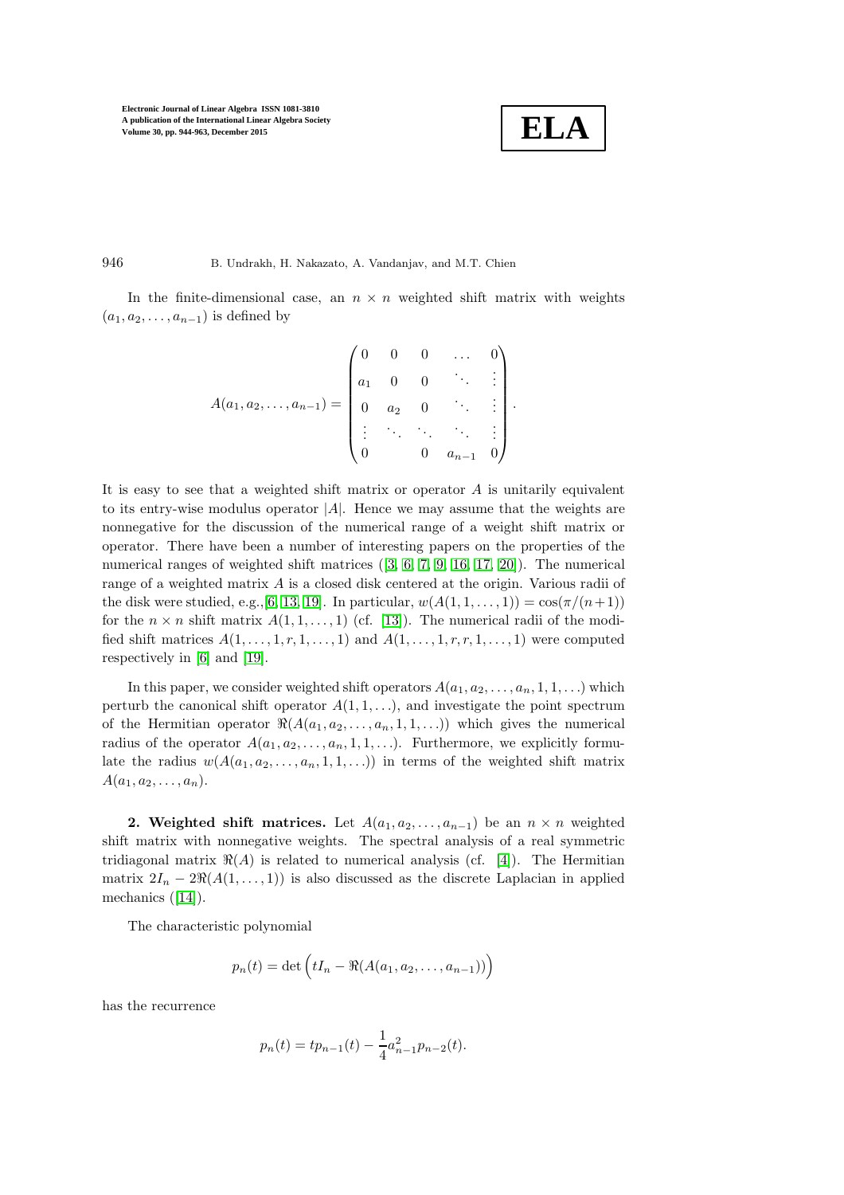In the finite-dimensional case, an $n \times n$ weighted shift matrix with weights $(a_1, a_2, \ldots, a_{n-1})$ is defined by

$$A(a_1, a_2, \ldots, a_{n-1}) = \begin{pmatrix} 0 & 0 & 0 & \ldots & 0 \\ a_1 & 0 & 0 & \ddots & \vdots \\ 0 & a_2 & 0 & \ddots & \vdots \\ \vdots & \ddots & \ddots & \ddots & \vdots \\ 0 & & 0 & a_{n-1} & 0 \end{pmatrix}.$$

It is easy to see that a weighted shift matrix or operator $A$ is unitarily equivalent to its entry-wise modulus operator $|A|$. Hence we may assume that the weights are nonnegative for the discussion of the numerical range of a weight shift matrix or operator. There have been a number of interesting papers on the properties of the numerical ranges of weighted shift matrices ([3, 6, 7, 9, 16, 17, 20]). The numerical range of a weighted matrix $A$ is a closed disk centered at the origin. Various radii of the disk were studied, e.g.,[6, 13, 19]. In particular, $w(A(1, 1, \ldots, 1)) = \cos(\pi/(n+1))$ for the $n \times n$ shift matrix $A(1, 1, \ldots, 1)$ (cf. [13]). The numerical radii of the modified shift matrices $A(1, \ldots, 1, r, 1, \ldots, 1)$ and $A(1, \ldots, 1, r, r, 1, \ldots, 1)$ were computed respectively in [6] and [19].

In this paper, we consider weighted shift operators $A(a_1, a_2, \ldots, a_n, 1, 1, \ldots)$ which perturb the canonical shift operator $A(1, 1, \ldots)$, and investigate the point spectrum of the Hermitian operator $\Re(A(a_1, a_2, \ldots, a_n, 1, 1, \ldots))$ which gives the numerical radius of the operator $A(a_1, a_2, \ldots, a_n, 1, 1, \ldots)$. Furthermore, we explicitly formulate the radius $w(A(a_1, a_2, \ldots, a_n, 1, 1, \ldots))$ in terms of the weighted shift matrix $A(a_1, a_2, \ldots, a_n)$.

**2. Weighted shift matrices.** Let $A(a_1, a_2, \ldots, a_{n-1})$ be an $n \times n$ weighted shift matrix with nonnegative weights. The spectral analysis of a real symmetric tridiagonal matrix $\Re(A)$ is related to numerical analysis (cf. [4]). The Hermitian matrix $2I_n - 2\Re(A(1, \ldots, 1))$ is also discussed as the discrete Laplacian in applied mechanics ([14]).

The characteristic polynomial

$$p_n(t) = \det\Big(tI_n - \Re(A(a_1, a_2, \ldots, a_{n-1}))\Big)$$

has the recurrence

$$p_n(t) = tp_{n-1}(t) - \frac{1}{4}a_{n-1}^2 p_{n-2}(t).$$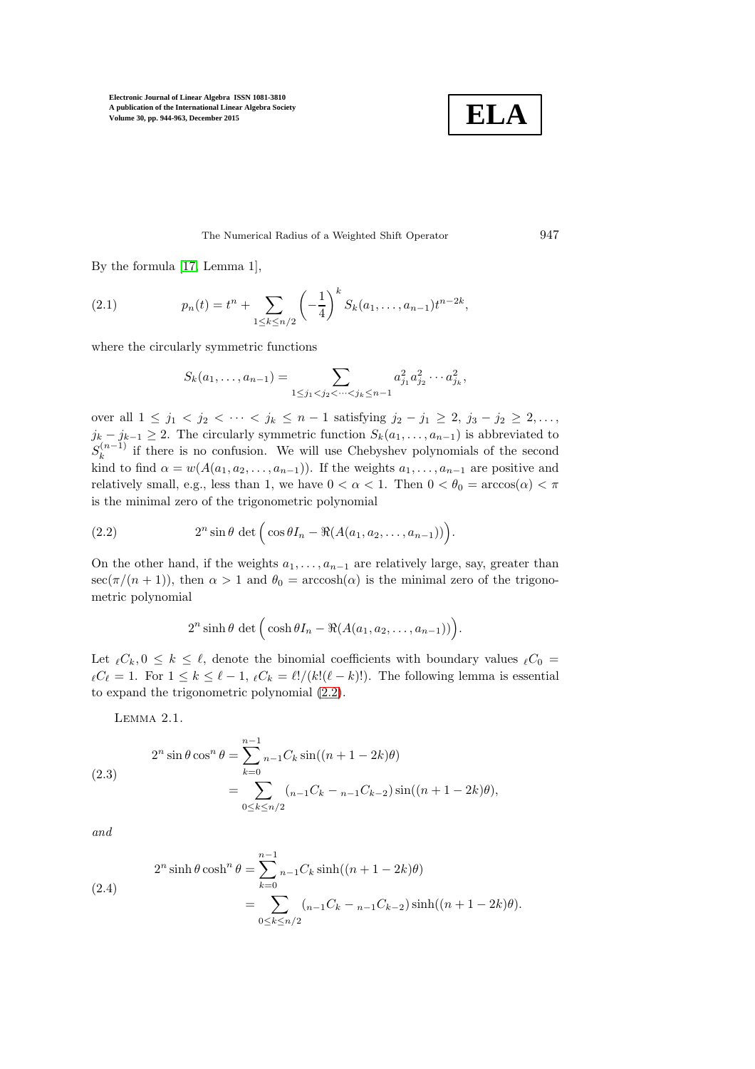By the formula [17, Lemma 1],

$$p_n(t) = t^n + \sum_{1 \le k \le n/2} \left(-\frac{1}{4}\right)^k S_k(a_1, \ldots, a_{n-1}) t^{n-2k}, \tag{2.1}$$

where the circularly symmetric functions

$$S_k(a_1, \ldots, a_{n-1}) = \sum_{1 \le j_1 < j_2 < \cdots < j_k \le n-1} a_{j_1}^2 a_{j_2}^2 \cdots a_{j_k}^2,$$

over all $1 \le j_1 < j_2 < \cdots < j_k \le n-1$ satisfying $j_2 - j_1 \ge 2$, $j_3 - j_2 \ge 2, \ldots,$ $j_k - j_{k-1} \ge 2$. The circularly symmetric function $S_k(a_1, \ldots, a_{n-1})$ is abbreviated to $S_k^{(n-1)}$ if there is no confusion. We will use Chebyshev polynomials of the second kind to find $\alpha = w(A(a_1, a_2, \ldots, a_{n-1}))$. If the weights $a_1, \ldots, a_{n-1}$ are positive and relatively small, e.g., less than 1, we have $0 < \alpha < 1$. Then $0 < \theta_0 = \arccos(\alpha) < \pi$ is the minimal zero of the trigonometric polynomial

$$2^n \sin\theta \, \det\Big(\cos\theta I_n - \Re(A(a_1, a_2, \ldots, a_{n-1}))\Big). \tag{2.2}$$

On the other hand, if the weights $a_1, \ldots, a_{n-1}$ are relatively large, say, greater than $\sec(\pi/(n+1))$, then $\alpha > 1$ and $\theta_0 = \operatorname{arccosh}(\alpha)$ is the minimal zero of the trigonometric polynomial

$$2^n \sinh\theta \, \det\Big(\cosh\theta I_n - \Re(A(a_1, a_2, \ldots, a_{n-1}))\Big).$$

Let ${}_\ell C_k, 0 \le k \le \ell$, denote the binomial coefficients with boundary values ${}_\ell C_0 = {}_\ell C_\ell = 1$. For $1 \le k \le \ell - 1$, ${}_\ell C_k = \ell!/(k!(\ell-k)!)$. The following lemma is essential to expand the trigonometric polynomial (2.2).

Lemma 2.1.

$$\begin{aligned} 2^n \sin\theta \cos^n\theta &= \sum_{k=0}^{n-1} {}_{n-1}C_k \sin((n+1-2k)\theta) \\ &= \sum_{0 \le k \le n/2} ({}_{n-1}C_k - {}_{n-1}C_{k-2}) \sin((n+1-2k)\theta), \end{aligned} \tag{2.3}$$

*and*

$$\begin{aligned} 2^n \sinh\theta \cosh^n\theta &= \sum_{k=0}^{n-1} {}_{n-1}C_k \sinh((n+1-2k)\theta) \\ &= \sum_{0 \le k \le n/2} ({}_{n-1}C_k - {}_{n-1}C_{k-2}) \sinh((n+1-2k)\theta). \end{aligned} \tag{2.4}$$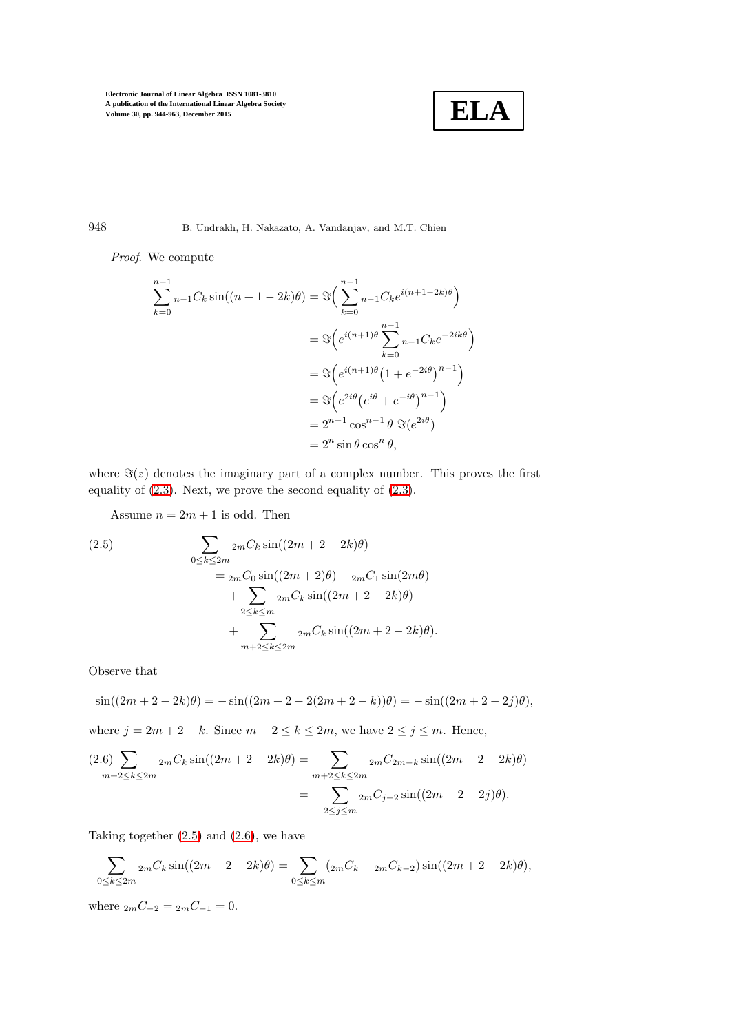*Proof.* We compute

$$
\begin{aligned}
\sum_{k=0}^{n-1} {}_{n-1}C_k \sin((n+1-2k)\theta) &= \Im\Big(\sum_{k=0}^{n-1} {}_{n-1}C_k e^{i(n+1-2k)\theta}\Big) \\
&= \Im\Big(e^{i(n+1)\theta} \sum_{k=0}^{n-1} {}_{n-1}C_k e^{-2ik\theta}\Big) \\
&= \Im\Big(e^{i(n+1)\theta}\big(1+e^{-2i\theta}\big)^{n-1}\Big) \\
&= \Im\Big(e^{2i\theta}\big(e^{i\theta}+e^{-i\theta}\big)^{n-1}\Big) \\
&= 2^{n-1}\cos^{n-1}\theta \ \Im(e^{2i\theta}) \\
&= 2^n \sin\theta \cos^n\theta,
\end{aligned}
$$

where $\Im(z)$ denotes the imaginary part of a complex number. This proves the first equality of (2.3). Next, we prove the second equality of (2.3).

Assume $n = 2m+1$ is odd. Then

$$
\begin{aligned}
(2.5)\qquad & \sum_{0\le k\le 2m} {}_{2m}C_k \sin((2m+2-2k)\theta) \\
&= {}_{2m}C_0 \sin((2m+2)\theta) + {}_{2m}C_1 \sin(2m\theta) \\
&\quad + \sum_{2\le k\le m} {}_{2m}C_k \sin((2m+2-2k)\theta) \\
&\quad + \sum_{m+2\le k\le 2m} {}_{2m}C_k \sin((2m+2-2k)\theta).
\end{aligned}
$$

Observe that

$$
\sin((2m+2-2k)\theta) = -\sin((2m+2-2(2m+2-k))\theta) = -\sin((2m+2-2j)\theta),
$$

where $j = 2m+2-k$. Since $m+2 \le k \le 2m$, we have $2 \le j \le m$. Hence,

$$
\begin{aligned}
(2.6)\ \sum_{m+2\le k\le 2m} {}_{2m}C_k \sin((2m+2-2k)\theta) &= \sum_{m+2\le k\le 2m} {}_{2m}C_{2m-k} \sin((2m+2-2k)\theta) \\
&= -\sum_{2\le j\le m} {}_{2m}C_{j-2} \sin((2m+2-2j)\theta).
\end{aligned}
$$

Taking together (2.5) and (2.6), we have

$$
\sum_{0\le k\le 2m} {}_{2m}C_k \sin((2m+2-2k)\theta) = \sum_{0\le k\le m} ({}_{2m}C_k - {}_{2m}C_{k-2}) \sin((2m+2-2k)\theta),
$$

where ${}_{2m}C_{-2} = {}_{2m}C_{-1} = 0$.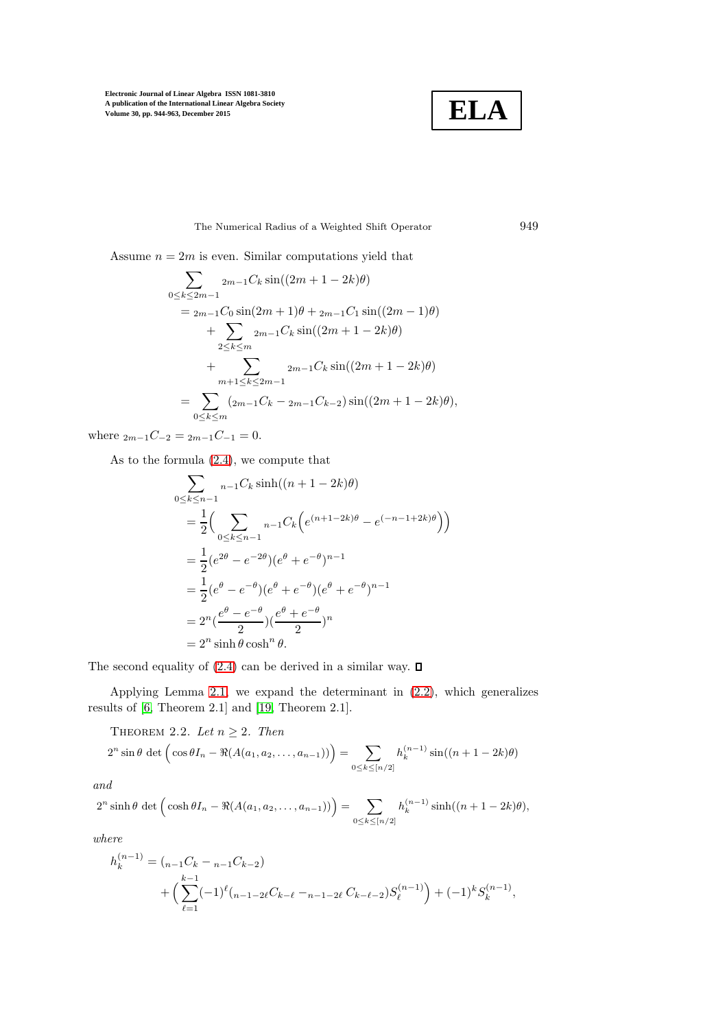Assume $n = 2m$ is even. Similar computations yield that

$$
\begin{aligned}
&\sum_{0\le k\le 2m-1} {}_{2m-1}C_k \sin((2m+1-2k)\theta) \\
&= {}_{2m-1}C_0 \sin(2m+1)\theta + {}_{2m-1}C_1 \sin((2m-1)\theta) \\
&\quad + \sum_{2\le k\le m} {}_{2m-1}C_k \sin((2m+1-2k)\theta) \\
&\quad + \sum_{m+1\le k\le 2m-1} {}_{2m-1}C_k \sin((2m+1-2k)\theta) \\
&= \sum_{0\le k\le m} ({}_{2m-1}C_k - {}_{2m-1}C_{k-2}) \sin((2m+1-2k)\theta),
\end{aligned}
$$

where ${}_{2m-1}C_{-2} = {}_{2m-1}C_{-1} = 0$.

As to the formula (2.4), we compute that

$$
\begin{aligned}
&\sum_{0\le k\le n-1} {}_{n-1}C_k \sinh((n+1-2k)\theta) \\
&= \frac{1}{2}\Big( \sum_{0\le k\le n-1} {}_{n-1}C_k \Big( e^{(n+1-2k)\theta} - e^{(-n-1+2k)\theta} \Big)\Big) \\
&= \frac{1}{2}(e^{2\theta} - e^{-2\theta})(e^{\theta} + e^{-\theta})^{n-1} \\
&= \frac{1}{2}(e^{\theta} - e^{-\theta})(e^{\theta} + e^{-\theta})(e^{\theta} + e^{-\theta})^{n-1} \\
&= 2^n \Big(\frac{e^{\theta} - e^{-\theta}}{2}\Big)\Big(\frac{e^{\theta} + e^{-\theta}}{2}\Big)^n \\
&= 2^n \sinh\theta \cosh^n\theta.
\end{aligned}
$$

The second equality of (2.4) can be derived in a similar way. □

Applying Lemma 2.1, we expand the determinant in (2.2), which generalizes results of [6, Theorem 2.1] and [19, Theorem 2.1].

THEOREM 2.2. *Let $n \ge 2$. Then*

$$
2^n \sin\theta \det\Big( \cos\theta I_n - \Re(A(a_1, a_2, \ldots, a_{n-1}))\Big) = \sum_{0\le k\le [n/2]} h_k^{(n-1)} \sin((n+1-2k)\theta)
$$

*and*

$$
2^n \sinh\theta \det\Big( \cosh\theta I_n - \Re(A(a_1, a_2, \ldots, a_{n-1}))\Big) = \sum_{0\le k\le [n/2]} h_k^{(n-1)} \sinh((n+1-2k)\theta),
$$

*where*

$$
\begin{aligned}
h_k^{(n-1)} &= ({}_{n-1}C_k - {}_{n-1}C_{k-2}) \\
&\quad + \Big( \sum_{\ell=1}^{k-1} (-1)^{\ell} ({}_{n-1-2\ell}C_{k-\ell} - {}_{n-1-2\ell}\, C_{k-\ell-2}) S_\ell^{(n-1)} \Big) + (-1)^k S_k^{(n-1)},
\end{aligned}
$$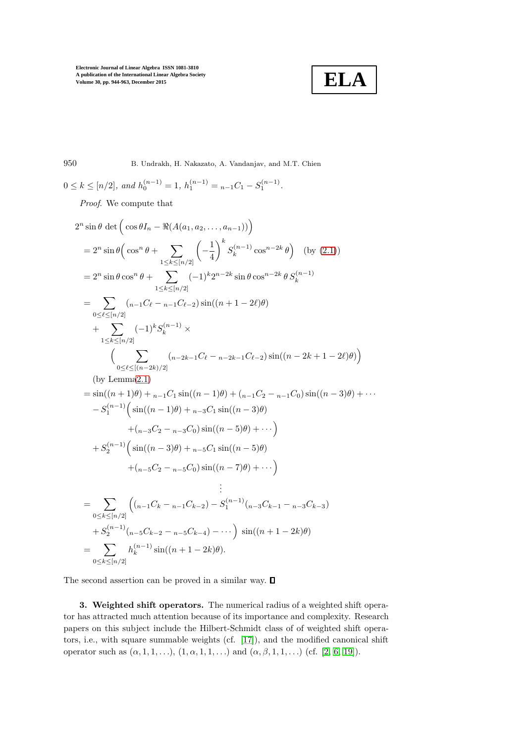$0 \le k \le [n/2]$, *and* $h_0^{(n-1)} = 1$, $h_1^{(n-1)} = {}_{n-1}C_1 - S_1^{(n-1)}$.

*Proof.* We compute that

$$
\begin{aligned}
&2^n \sin\theta \, \det\Big(\cos\theta I_n - \Re(A(a_1, a_2, \ldots, a_{n-1}))\Big) \\
&= 2^n \sin\theta \Big(\cos^n\theta + \sum_{1\le k\le [n/2]} \left(-\frac{1}{4}\right)^k S_k^{(n-1)} \cos^{n-2k}\theta\Big) \quad \text{(by (2.1))} \\
&= 2^n \sin\theta \cos^n\theta + \sum_{1\le k\le [n/2]} (-1)^k 2^{n-2k} \sin\theta \cos^{n-2k}\theta \, S_k^{(n-1)} \\
&= \sum_{0\le \ell\le [n/2]} ({}_{n-1}C_\ell - {}_{n-1}C_{\ell-2}) \sin((n+1-2\ell)\theta) \\
&\quad + \sum_{1\le k\le [n/2]} (-1)^k S_k^{(n-1)} \times \\
&\qquad \Big(\sum_{0\le \ell \le [(n-2k)/2]} ({}_{n-2k-1}C_\ell - {}_{n-2k-1}C_{\ell-2}) \sin((n-2k+1-2\ell)\theta)\Big) \\
&\quad \text{(by Lemma 2.1)} \\
&= \sin((n+1)\theta) + {}_{n-1}C_1 \sin((n-1)\theta) + ({}_{n-1}C_2 - {}_{n-1}C_0)\sin((n-3)\theta) + \cdots \\
&\quad - S_1^{(n-1)} \Big(\sin((n-1)\theta) + {}_{n-3}C_1 \sin((n-3)\theta) \\
&\qquad + ({}_{n-3}C_2 - {}_{n-3}C_0)\sin((n-5)\theta) + \cdots\Big) \\
&\quad + S_2^{(n-1)} \Big(\sin((n-3)\theta) + {}_{n-5}C_1 \sin((n-5)\theta) \\
&\qquad + ({}_{n-5}C_2 - {}_{n-5}C_0)\sin((n-7)\theta) + \cdots\Big) \\
&\qquad\qquad \vdots \\
&= \sum_{0\le k\le [n/2]} \Big(({}_{n-1}C_k - {}_{n-1}C_{k-2}) - S_1^{(n-1)}({}_{n-3}C_{k-1} - {}_{n-3}C_{k-3}) \\
&\quad + S_2^{(n-1)}({}_{n-5}C_{k-2} - {}_{n-5}C_{k-4}) - \cdots\Big) \, \sin((n+1-2k)\theta) \\
&= \sum_{0\le k\le [n/2]} h_k^{(n-1)} \sin((n+1-2k)\theta).
\end{aligned}
$$

The second assertion can be proved in a similar way. ∎

**3. Weighted shift operators.** The numerical radius of a weighted shift operator has attracted much attention because of its importance and complexity. Research papers on this subject include the Hilbert-Schmidt class of of weighted shift operators, i.e., with square summable weights (cf. [17]), and the modified canonical shift operator such as $(\alpha, 1, 1, \ldots)$, $(1, \alpha, 1, 1, \ldots)$ and $(\alpha, \beta, 1, 1, \ldots)$ (cf. [2, 6, 19]).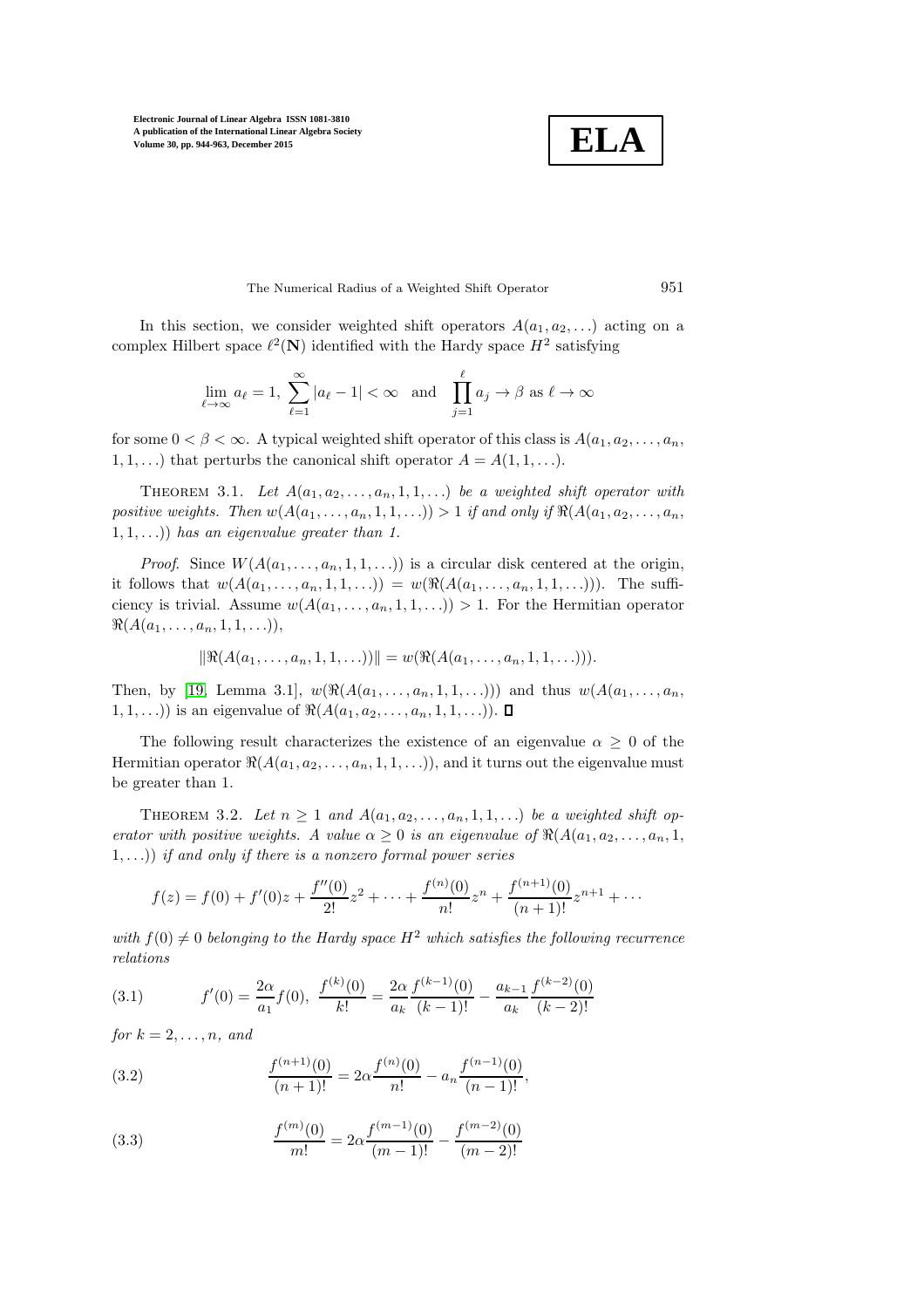In this section, we consider weighted shift operators $A(a_1, a_2, \ldots)$ acting on a complex Hilbert space $\ell^2(\mathbf{N})$ identified with the Hardy space $H^2$ satisfying

$$\lim_{\ell\to\infty} a_\ell = 1, \ \sum_{\ell=1}^{\infty} |a_\ell - 1| < \infty \quad \text{and} \quad \prod_{j=1}^{\ell} a_j \to \beta \text{ as } \ell \to \infty$$

for some $0 < \beta < \infty$. A typical weighted shift operator of this class is $A(a_1, a_2, \ldots, a_n, 1, 1, \ldots)$ that perturbs the canonical shift operator $A = A(1, 1, \ldots)$.

THEOREM 3.1. *Let $A(a_1, a_2, \ldots, a_n, 1, 1, \ldots)$ be a weighted shift operator with positive weights. Then $w(A(a_1, \ldots, a_n, 1, 1, \ldots)) > 1$ if and only if $\Re(A(a_1, a_2, \ldots, a_n, 1, 1, \ldots))$ has an eigenvalue greater than 1.*

*Proof.* Since $W(A(a_1, \ldots, a_n, 1, 1, \ldots))$ is a circular disk centered at the origin, it follows that $w(A(a_1, \ldots, a_n, 1, 1, \ldots)) = w(\Re(A(a_1, \ldots, a_n, 1, 1, \ldots)))$. The sufficiency is trivial. Assume $w(A(a_1, \ldots, a_n, 1, 1, \ldots)) > 1$. For the Hermitian operator $\Re(A(a_1, \ldots, a_n, 1, 1, \ldots))$,

$$\|\Re(A(a_1, \ldots, a_n, 1, 1, \ldots))\| = w(\Re(A(a_1, \ldots, a_n, 1, 1, \ldots))).$$

Then, by [19, Lemma 3.1], $w(\Re(A(a_1, \ldots, a_n, 1, 1, \ldots)))$ and thus $w(A(a_1, \ldots, a_n, 1, 1, \ldots))$ is an eigenvalue of $\Re(A(a_1, a_2, \ldots, a_n, 1, 1, \ldots))$. $\square$

The following result characterizes the existence of an eigenvalue $\alpha \geq 0$ of the Hermitian operator $\Re(A(a_1, a_2, \ldots, a_n, 1, 1, \ldots))$, and it turns out the eigenvalue must be greater than 1.

THEOREM 3.2. *Let $n \geq 1$ and $A(a_1, a_2, \ldots, a_n, 1, 1, \ldots)$ be a weighted shift operator with positive weights. A value $\alpha \geq 0$ is an eigenvalue of $\Re(A(a_1, a_2, \ldots, a_n, 1, 1, \ldots))$ if and only if there is a nonzero formal power series*

$$f(z) = f(0) + f'(0)z + \frac{f''(0)}{2!}z^2 + \cdots + \frac{f^{(n)}(0)}{n!}z^n + \frac{f^{(n+1)}(0)}{(n+1)!}z^{n+1} + \cdots$$

*with $f(0) \neq 0$ belonging to the Hardy space $H^2$ which satisfies the following recurrence relations*

$$f'(0) = \frac{2\alpha}{a_1} f(0), \ \ \frac{f^{(k)}(0)}{k!} = \frac{2\alpha}{a_k} \frac{f^{(k-1)}(0)}{(k-1)!} - \frac{a_{k-1}}{a_k} \frac{f^{(k-2)}(0)}{(k-2)!} \tag{3.1}$$

*for $k = 2, \ldots, n$, and*

$$\frac{f^{(n+1)}(0)}{(n+1)!} = 2\alpha \frac{f^{(n)}(0)}{n!} - a_n \frac{f^{(n-1)}(0)}{(n-1)!}, \tag{3.2}$$

$$\frac{f^{(m)}(0)}{m!} = 2\alpha \frac{f^{(m-1)}(0)}{(m-1)!} - \frac{f^{(m-2)}(0)}{(m-2)!} \tag{3.3}$$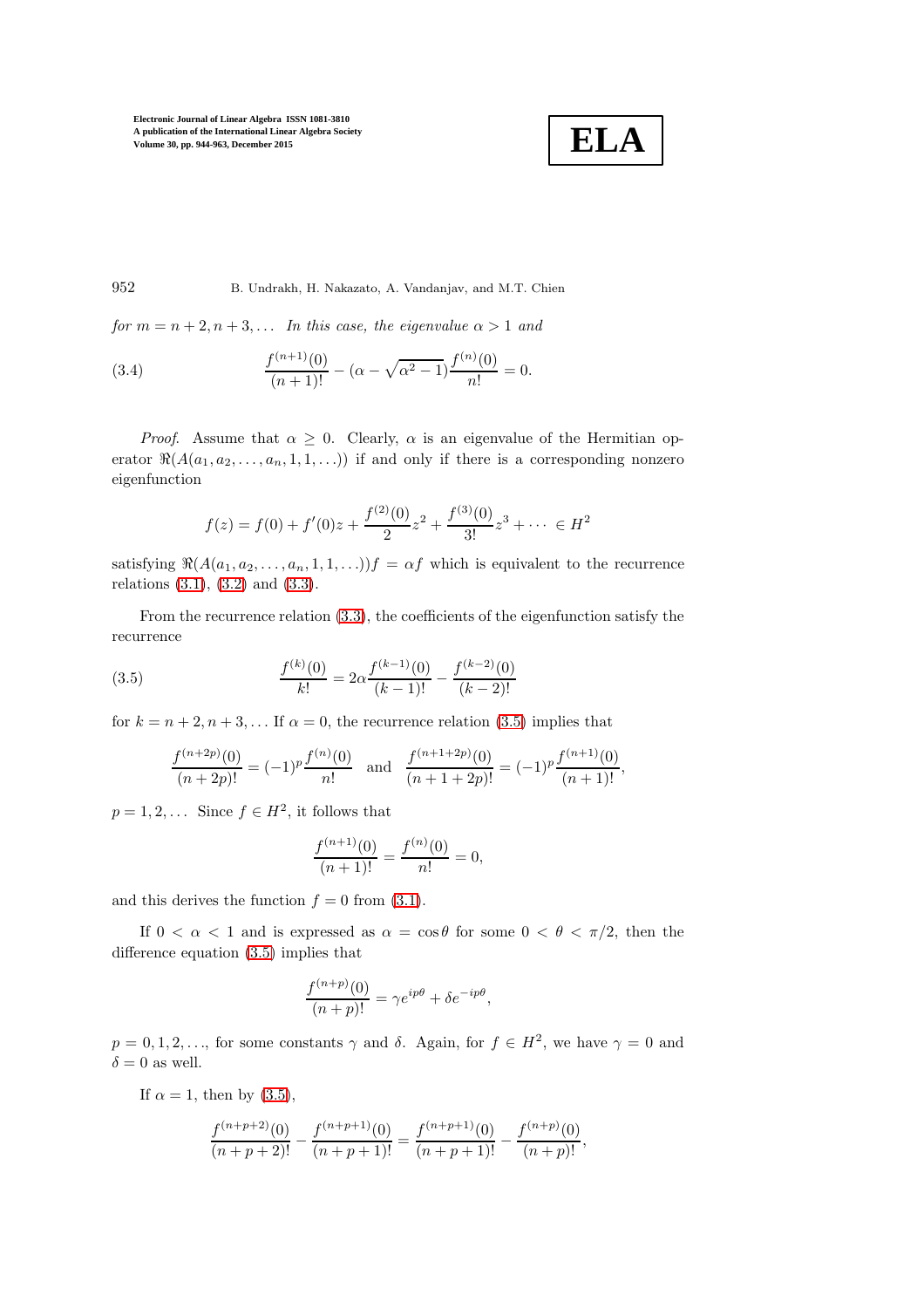*for $m = n+2, n+3, \ldots$ In this case, the eigenvalue $\alpha > 1$ and*

$$\frac{f^{(n+1)}(0)}{(n+1)!} - (\alpha - \sqrt{\alpha^2 - 1})\frac{f^{(n)}(0)}{n!} = 0. \tag{3.4}$$

*Proof*. Assume that $\alpha \geq 0$. Clearly, $\alpha$ is an eigenvalue of the Hermitian operator $\Re(A(a_1, a_2, \ldots, a_n, 1, 1, \ldots))$ if and only if there is a corresponding nonzero eigenfunction

$$f(z) = f(0) + f'(0)z + \frac{f^{(2)}(0)}{2}z^2 + \frac{f^{(3)}(0)}{3!}z^3 + \cdots \in H^2$$

satisfying $\Re(A(a_1, a_2, \ldots, a_n, 1, 1, \ldots))f = \alpha f$ which is equivalent to the recurrence relations (3.1), (3.2) and (3.3).

From the recurrence relation (3.3), the coefficients of the eigenfunction satisfy the recurrence

$$\frac{f^{(k)}(0)}{k!} = 2\alpha\frac{f^{(k-1)}(0)}{(k-1)!} - \frac{f^{(k-2)}(0)}{(k-2)!} \tag{3.5}$$

for $k = n+2, n+3, \ldots$ If $\alpha = 0$, the recurrence relation (3.5) implies that

$$\frac{f^{(n+2p)}(0)}{(n+2p)!} = (-1)^p\frac{f^{(n)}(0)}{n!} \quad \text{and} \quad \frac{f^{(n+1+2p)}(0)}{(n+1+2p)!} = (-1)^p\frac{f^{(n+1)}(0)}{(n+1)!},$$

$p = 1, 2, \ldots$ Since $f \in H^2$, it follows that

$$\frac{f^{(n+1)}(0)}{(n+1)!} = \frac{f^{(n)}(0)}{n!} = 0,$$

and this derives the function $f = 0$ from (3.1).

If $0 < \alpha < 1$ and is expressed as $\alpha = \cos\theta$ for some $0 < \theta < \pi/2$, then the difference equation (3.5) implies that

$$\frac{f^{(n+p)}(0)}{(n+p)!} = \gamma e^{ip\theta} + \delta e^{-ip\theta},$$

$p = 0, 1, 2, \ldots$, for some constants $\gamma$ and $\delta$. Again, for $f \in H^2$, we have $\gamma = 0$ and $\delta = 0$ as well.

If $\alpha = 1$, then by (3.5),

$$\frac{f^{(n+p+2)}(0)}{(n+p+2)!} - \frac{f^{(n+p+1)}(0)}{(n+p+1)!} = \frac{f^{(n+p+1)}(0)}{(n+p+1)!} - \frac{f^{(n+p)}(0)}{(n+p)!},$$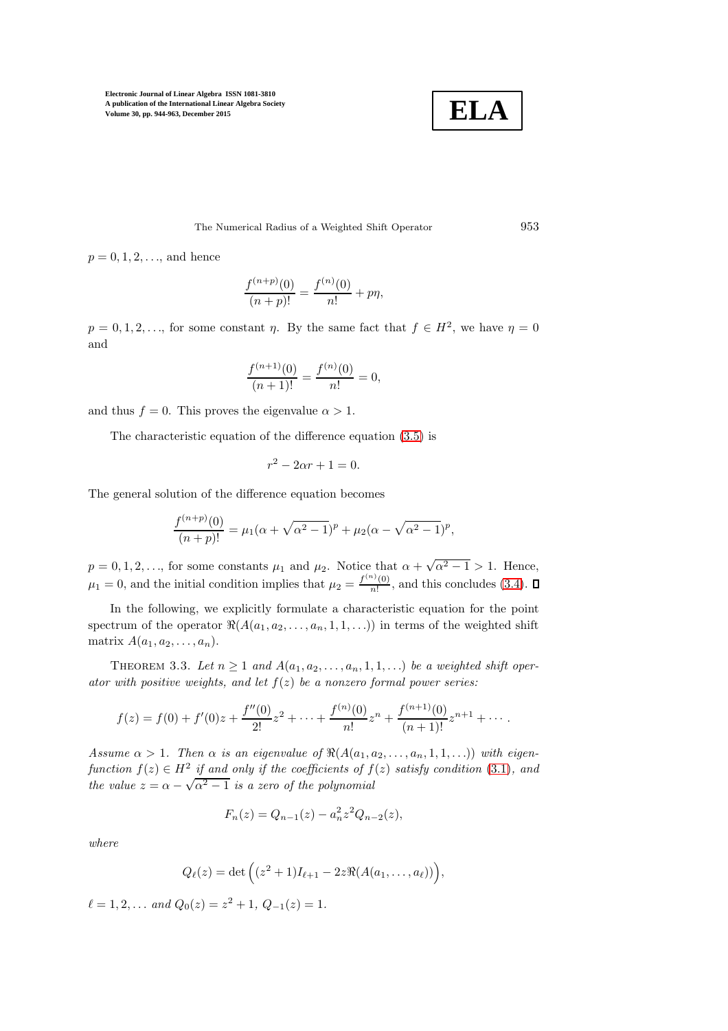$p = 0, 1, 2, \ldots$, and hence

$$\frac{f^{(n+p)}(0)}{(n+p)!} = \frac{f^{(n)}(0)}{n!} + p\eta,$$

$p = 0, 1, 2, \ldots$, for some constant $\eta$. By the same fact that $f \in H^2$, we have $\eta = 0$ and

$$\frac{f^{(n+1)}(0)}{(n+1)!} = \frac{f^{(n)}(0)}{n!} = 0,$$

and thus $f = 0$. This proves the eigenvalue $\alpha > 1$.

The characteristic equation of the difference equation (3.5) is

$$r^2 - 2\alpha r + 1 = 0.$$

The general solution of the difference equation becomes

$$\frac{f^{(n+p)}(0)}{(n+p)!} = \mu_1(\alpha + \sqrt{\alpha^2 - 1})^p + \mu_2(\alpha - \sqrt{\alpha^2 - 1})^p,$$

$p = 0, 1, 2, \ldots$, for some constants $\mu_1$ and $\mu_2$. Notice that $\alpha + \sqrt{\alpha^2 - 1} > 1$. Hence, $\mu_1 = 0$, and the initial condition implies that $\mu_2 = \frac{f^{(n)}(0)}{n!}$, and this concludes (3.4). ∎

In the following, we explicitly formulate a characteristic equation for the point spectrum of the operator $\Re(A(a_1, a_2, \ldots, a_n, 1, 1, \ldots))$ in terms of the weighted shift matrix $A(a_1, a_2, \ldots, a_n)$.

THEOREM 3.3. *Let $n \geq 1$ and $A(a_1, a_2, \ldots, a_n, 1, 1, \ldots)$ be a weighted shift operator with positive weights, and let $f(z)$ be a nonzero formal power series:*

$$f(z) = f(0) + f'(0)z + \frac{f''(0)}{2!}z^2 + \cdots + \frac{f^{(n)}(0)}{n!}z^n + \frac{f^{(n+1)}(0)}{(n+1)!}z^{n+1} + \cdots.$$

*Assume $\alpha > 1$. Then $\alpha$ is an eigenvalue of $\Re(A(a_1, a_2, \ldots, a_n, 1, 1, \ldots))$ with eigenfunction $f(z) \in H^2$ if and only if the coefficients of $f(z)$ satisfy condition (3.1), and the value $z = \alpha - \sqrt{\alpha^2 - 1}$ is a zero of the polynomial*

$$F_n(z) = Q_{n-1}(z) - a_n^2 z^2 Q_{n-2}(z),$$

*where*

$$Q_\ell(z) = \det\Big((z^2 + 1)I_{\ell+1} - 2z\Re(A(a_1, \ldots, a_\ell))\Big),$$

*$\ell = 1, 2, \ldots$ and $Q_0(z) = z^2 + 1$, $Q_{-1}(z) = 1$.*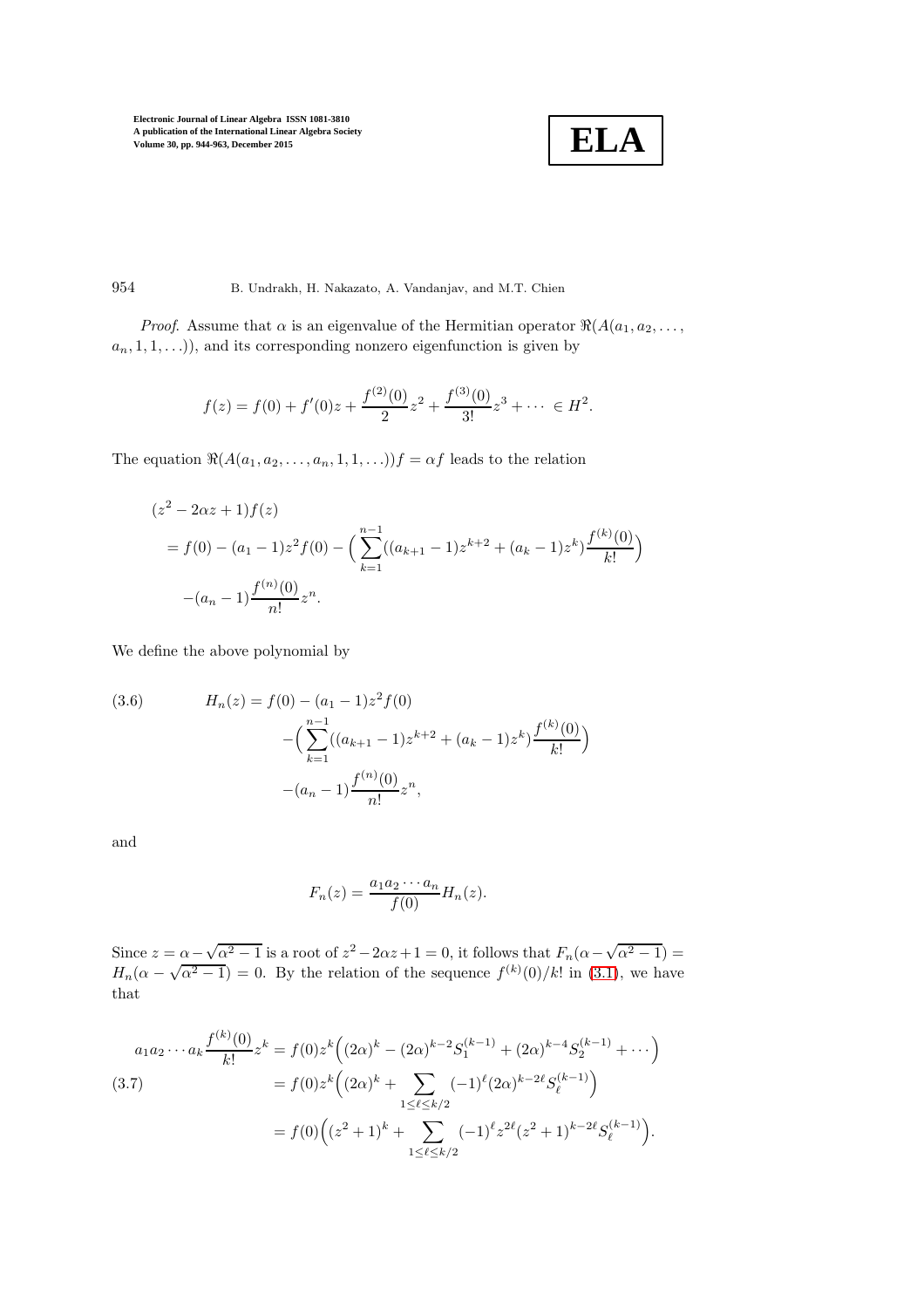*Proof*. Assume that $\alpha$ is an eigenvalue of the Hermitian operator $\Re(A(a_1, a_2, \ldots, a_n, 1, 1, \ldots))$, and its corresponding nonzero eigenfunction is given by

$$f(z) = f(0) + f'(0)z + \frac{f^{(2)}(0)}{2}z^2 + \frac{f^{(3)}(0)}{3!}z^3 + \cdots \in H^2.$$

The equation $\Re(A(a_1, a_2, \ldots, a_n, 1, 1, \ldots))f = \alpha f$ leads to the relation

$$\begin{aligned}
&(z^2 - 2\alpha z + 1)f(z) \\
&= f(0) - (a_1 - 1)z^2 f(0) - \Big(\sum_{k=1}^{n-1}((a_{k+1} - 1)z^{k+2} + (a_k - 1)z^k)\frac{f^{(k)}(0)}{k!}\Big) \\
&\quad -(a_n - 1)\frac{f^{(n)}(0)}{n!}z^n.
\end{aligned}$$

We define the above polynomial by

$$\begin{aligned}
H_n(z) = f(0) &- (a_1 - 1)z^2 f(0) \\
&- \Big(\sum_{k=1}^{n-1}((a_{k+1} - 1)z^{k+2} + (a_k - 1)z^k)\frac{f^{(k)}(0)}{k!}\Big) \\
&- (a_n - 1)\frac{f^{(n)}(0)}{n!}z^n,
\end{aligned} \tag{3.6}$$

and

$$F_n(z) = \frac{a_1 a_2 \cdots a_n}{f(0)} H_n(z).$$

Since $z = \alpha - \sqrt{\alpha^2 - 1}$ is a root of $z^2 - 2\alpha z + 1 = 0$, it follows that $F_n(\alpha - \sqrt{\alpha^2 - 1}) = H_n(\alpha - \sqrt{\alpha^2 - 1}) = 0$. By the relation of the sequence $f^{(k)}(0)/k!$ in (3.1), we have that

$$\begin{aligned}
a_1 a_2 \cdots a_k \frac{f^{(k)}(0)}{k!} z^k &= f(0) z^k \Big((2\alpha)^k - (2\alpha)^{k-2} S_1^{(k-1)} + (2\alpha)^{k-4} S_2^{(k-1)} + \cdots\Big) \\
&= f(0) z^k \Big((2\alpha)^k + \sum_{1 \le \ell \le k/2} (-1)^\ell (2\alpha)^{k-2\ell} S_\ell^{(k-1)}\Big) \\
&= f(0)\Big((z^2 + 1)^k + \sum_{1 \le \ell \le k/2} (-1)^\ell z^{2\ell} (z^2 + 1)^{k-2\ell} S_\ell^{(k-1)}\Big).
\end{aligned} \tag{3.7}$$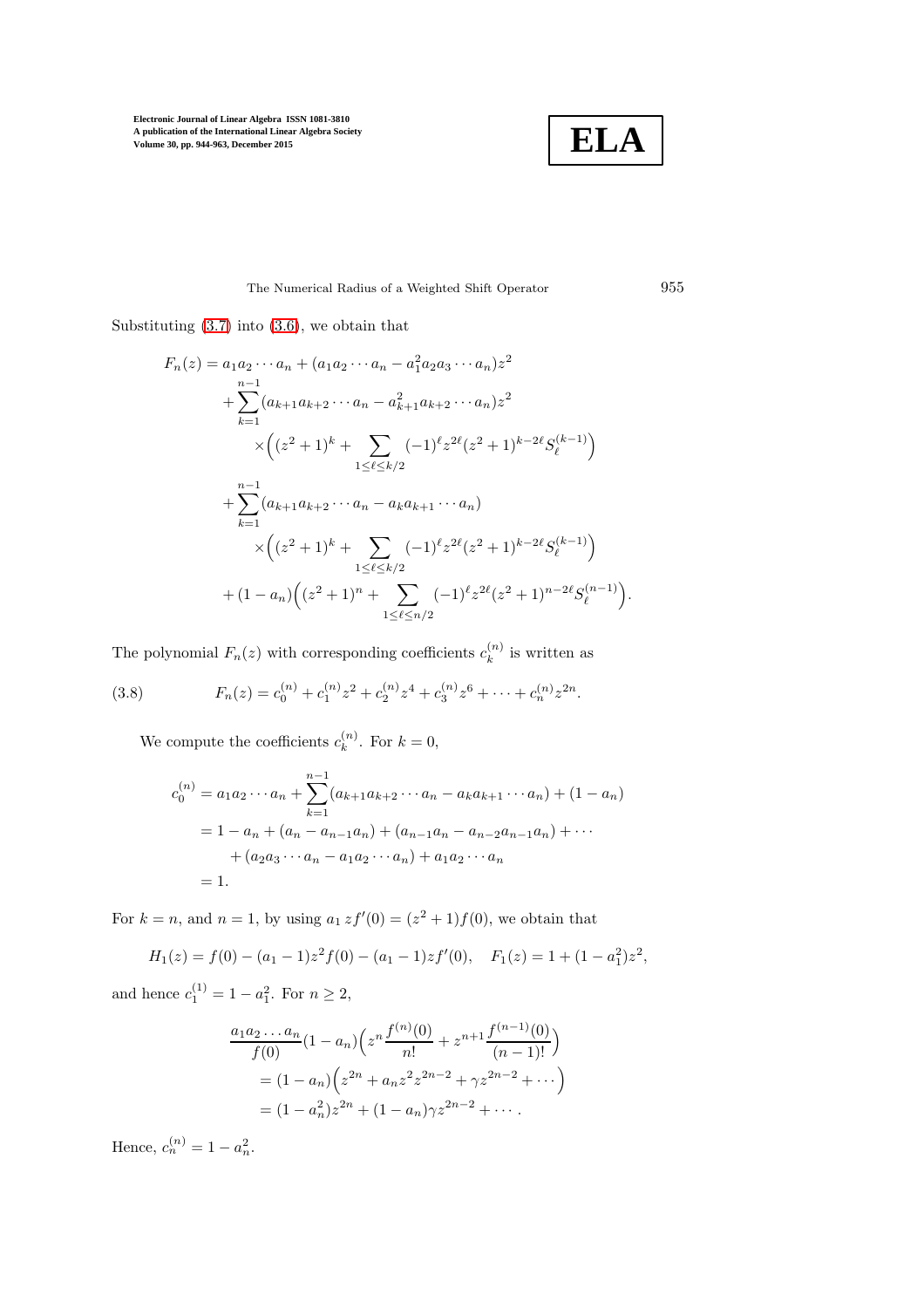Substituting (3.7) into (3.6), we obtain that

$$
\begin{aligned}
F_n(z) &= a_1a_2\cdots a_n + (a_1a_2\cdots a_n - a_1^2a_2a_3\cdots a_n)z^2 \\
&\quad + \sum_{k=1}^{n-1}(a_{k+1}a_{k+2}\cdots a_n - a_{k+1}^2a_{k+2}\cdots a_n)z^2 \\
&\qquad \times\Big((z^2+1)^k + \sum_{1\le \ell\le k/2}(-1)^\ell z^{2\ell}(z^2+1)^{k-2\ell}S_\ell^{(k-1)}\Big) \\
&\quad + \sum_{k=1}^{n-1}(a_{k+1}a_{k+2}\cdots a_n - a_ka_{k+1}\cdots a_n) \\
&\qquad \times\Big((z^2+1)^k + \sum_{1\le \ell\le k/2}(-1)^\ell z^{2\ell}(z^2+1)^{k-2\ell}S_\ell^{(k-1)}\Big) \\
&\quad + (1-a_n)\Big((z^2+1)^n + \sum_{1\le \ell\le n/2}(-1)^\ell z^{2\ell}(z^2+1)^{n-2\ell}S_\ell^{(n-1)}\Big).
\end{aligned}
$$

The polynomial $F_n(z)$ with corresponding coefficients $c_k^{(n)}$ is written as

$$
F_n(z) = c_0^{(n)} + c_1^{(n)}z^2 + c_2^{(n)}z^4 + c_3^{(n)}z^6 + \cdots + c_n^{(n)}z^{2n}. \tag{3.8}
$$

We compute the coefficients $c_k^{(n)}$. For $k=0$,

$$
\begin{aligned}
c_0^{(n)} &= a_1a_2\cdots a_n + \sum_{k=1}^{n-1}(a_{k+1}a_{k+2}\cdots a_n - a_ka_{k+1}\cdots a_n) + (1-a_n) \\
&= 1 - a_n + (a_n - a_{n-1}a_n) + (a_{n-1}a_n - a_{n-2}a_{n-1}a_n) + \cdots \\
&\quad + (a_2a_3\cdots a_n - a_1a_2\cdots a_n) + a_1a_2\cdots a_n \\
&= 1.
\end{aligned}
$$

For $k=n$, and $n=1$, by using $a_1\, zf'(0) = (z^2+1)f(0)$, we obtain that

$$
H_1(z) = f(0) - (a_1-1)z^2f(0) - (a_1-1)zf'(0), \quad F_1(z) = 1 + (1-a_1^2)z^2,
$$

and hence $c_1^{(1)} = 1 - a_1^2$. For $n \ge 2$,

$$
\begin{aligned}
&\frac{a_1a_2\ldots a_n}{f(0)}(1-a_n)\Big(z^n\frac{f^{(n)}(0)}{n!} + z^{n+1}\frac{f^{(n-1)}(0)}{(n-1)!}\Big) \\
&\quad = (1-a_n)\Big(z^{2n} + a_nz^2z^{2n-2} + \gamma z^{2n-2} + \cdots\Big) \\
&\quad = (1-a_n^2)z^{2n} + (1-a_n)\gamma z^{2n-2} + \cdots.
\end{aligned}
$$

Hence, $c_n^{(n)} = 1 - a_n^2$.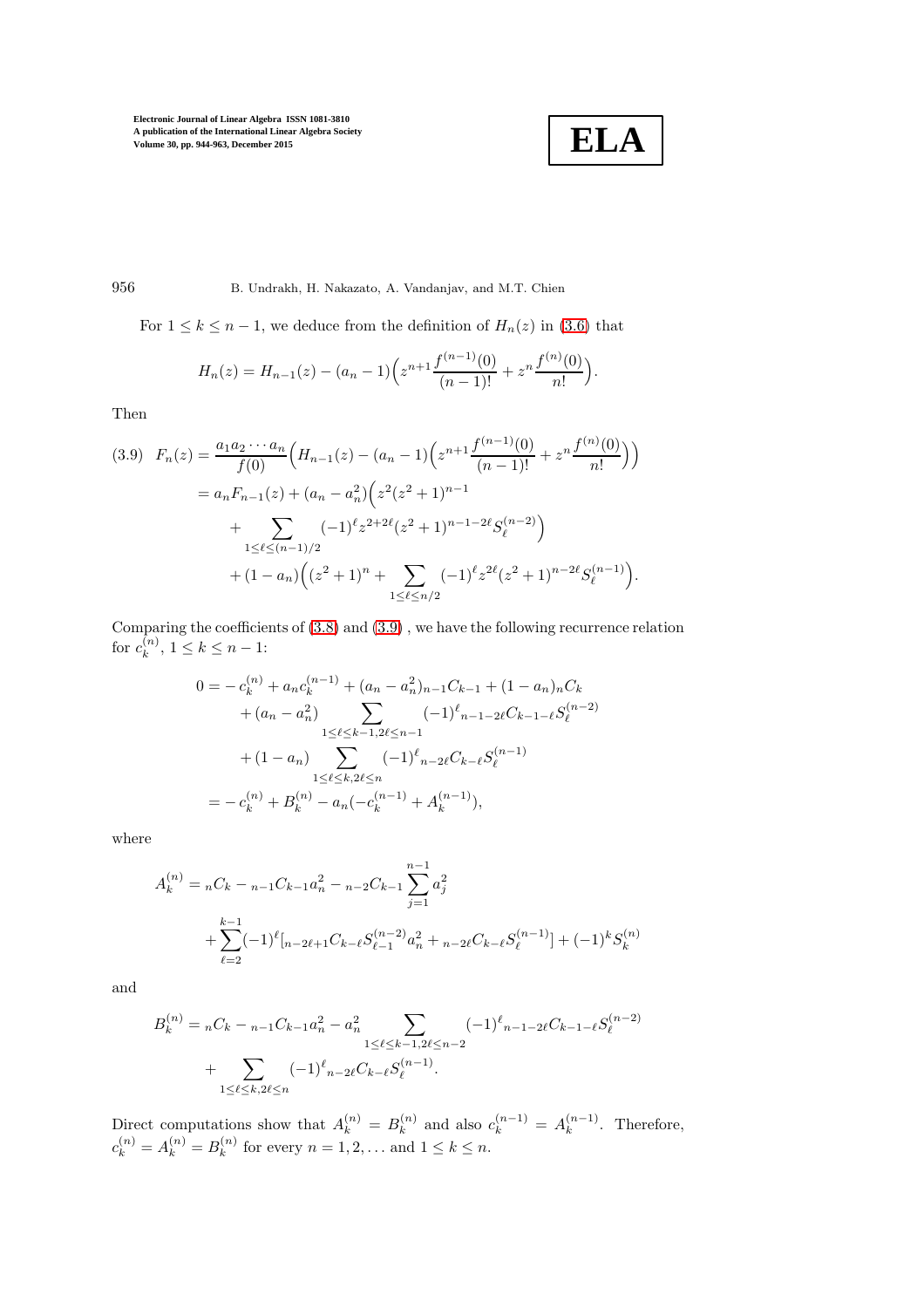For $1 \leq k \leq n-1$, we deduce from the definition of $H_n(z)$ in (3.6) that

$$H_n(z) = H_{n-1}(z) - (a_n - 1)\Big(z^{n+1}\frac{f^{(n-1)}(0)}{(n-1)!} + z^n \frac{f^{(n)}(0)}{n!}\Big).$$

Then

$$
\begin{aligned}
(3.9)\quad F_n(z) &= \frac{a_1 a_2 \cdots a_n}{f(0)}\Big(H_{n-1}(z) - (a_n - 1)\Big(z^{n+1}\frac{f^{(n-1)}(0)}{(n-1)!} + z^n \frac{f^{(n)}(0)}{n!}\Big)\Big) \\
&= a_n F_{n-1}(z) + (a_n - a_n^2)\Big(z^2(z^2+1)^{n-1} \\
&\quad + \sum_{1\leq \ell \leq (n-1)/2} (-1)^{\ell} z^{2+2\ell}(z^2+1)^{n-1-2\ell} S_{\ell}^{(n-2)}\Big) \\
&\quad + (1-a_n)\Big((z^2+1)^n + \sum_{1\leq \ell\leq n/2} (-1)^{\ell} z^{2\ell}(z^2+1)^{n-2\ell} S_{\ell}^{(n-1)}\Big).
\end{aligned}
$$

Comparing the coefficients of (3.8) and (3.9) , we have the following recurrence relation for $c_k^{(n)}$, $1 \leq k \leq n-1$:

$$
\begin{aligned}
0 =& -c_k^{(n)} + a_n c_k^{(n-1)} + (a_n - a_n^2)\,{}_{n-1}C_{k-1} + (1-a_n)\,{}_nC_k \\
&+ (a_n - a_n^2) \sum_{1\leq \ell\leq k-1, 2\ell\leq n-1} (-1)^{\ell}\,{}_{n-1-2\ell}C_{k-1-\ell} S_{\ell}^{(n-2)} \\
&+ (1-a_n) \sum_{1\leq \ell\leq k, 2\ell\leq n} (-1)^{\ell}\,{}_{n-2\ell}C_{k-\ell} S_{\ell}^{(n-1)} \\
=& -c_k^{(n)} + B_k^{(n)} - a_n(-c_k^{(n-1)} + A_k^{(n-1)}),
\end{aligned}
$$

where

$$
\begin{aligned}
A_k^{(n)} =& \,{}_nC_k - {}_{n-1}C_{k-1} a_n^2 - {}_{n-2}C_{k-1} \sum_{j=1}^{n-1} a_j^2 \\
&+ \sum_{\ell=2}^{k-1} (-1)^{\ell}[{}_{n-2\ell+1}C_{k-\ell} S_{\ell-1}^{(n-2)} a_n^2 + {}_{n-2\ell}C_{k-\ell} S_{\ell}^{(n-1)}] + (-1)^k S_k^{(n)}
\end{aligned}
$$

and

$$
\begin{aligned}
B_k^{(n)} =& \,{}_nC_k - {}_{n-1}C_{k-1} a_n^2 - a_n^2 \sum_{1\leq \ell\leq k-1, 2\ell\leq n-2} (-1)^{\ell}\,{}_{n-1-2\ell}C_{k-1-\ell} S_{\ell}^{(n-2)} \\
&+ \sum_{1\leq \ell\leq k, 2\ell\leq n} (-1)^{\ell}\,{}_{n-2\ell}C_{k-\ell} S_{\ell}^{(n-1)}.
\end{aligned}
$$

Direct computations show that $A_k^{(n)} = B_k^{(n)}$ and also $c_k^{(n-1)} = A_k^{(n-1)}$. Therefore, $c_k^{(n)} = A_k^{(n)} = B_k^{(n)}$ for every $n = 1, 2, \ldots$ and $1 \leq k \leq n$.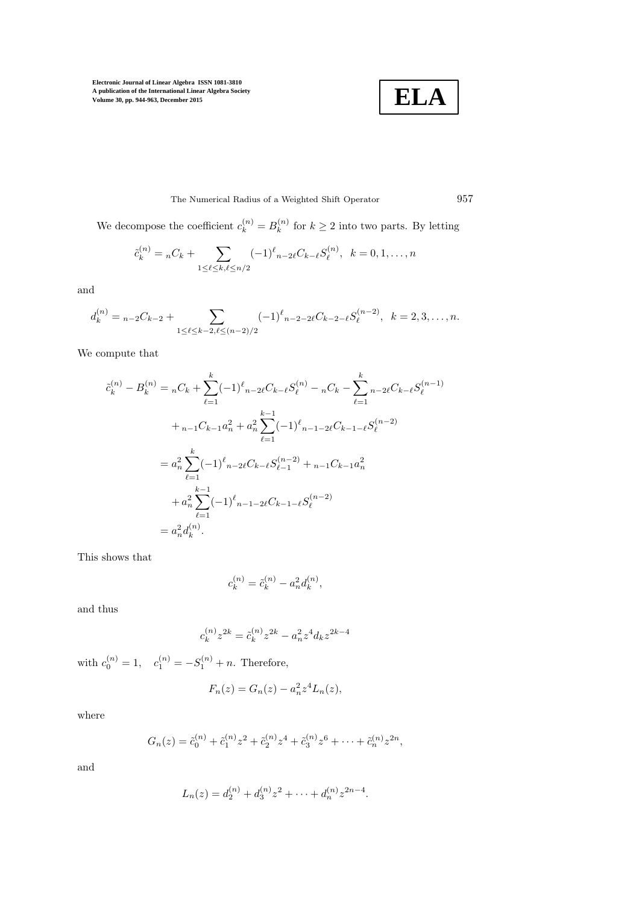We decompose the coefficient $c_k^{(n)} = B_k^{(n)}$ for $k \geq 2$ into two parts. By letting

$$\tilde{c}_k^{(n)} = {}_nC_k + \sum_{1 \leq \ell \leq k, \ell \leq n/2} (-1)^\ell {}_{n-2\ell}C_{k-\ell} S_\ell^{(n)}, \ \ k = 0, 1, \ldots, n$$

and

$$d_k^{(n)} = {}_{n-2}C_{k-2} + \sum_{1 \leq \ell \leq k-2, \ell \leq (n-2)/2} (-1)^\ell {}_{n-2-2\ell}C_{k-2-\ell} S_\ell^{(n-2)}, \ \ k = 2, 3, \ldots, n.$$

We compute that

$$\begin{aligned}
\tilde{c}_k^{(n)} - B_k^{(n)} &= {}_nC_k + \sum_{\ell=1}^{k} (-1)^\ell {}_{n-2\ell}C_{k-\ell} S_\ell^{(n)} - {}_nC_k - \sum_{\ell=1}^{k} {}_{n-2\ell}C_{k-\ell} S_\ell^{(n-1)} \\
&\quad + {}_{n-1}C_{k-1} a_n^2 + a_n^2 \sum_{\ell=1}^{k-1} (-1)^\ell {}_{n-1-2\ell}C_{k-1-\ell} S_\ell^{(n-2)} \\
&= a_n^2 \sum_{\ell=1}^{k} (-1)^\ell {}_{n-2\ell}C_{k-\ell} S_{\ell-1}^{(n-2)} + {}_{n-1}C_{k-1} a_n^2 \\
&\quad + a_n^2 \sum_{\ell=1}^{k-1} (-1)^\ell {}_{n-1-2\ell}C_{k-1-\ell} S_\ell^{(n-2)} \\
&= a_n^2 d_k^{(n)}.
\end{aligned}$$

This shows that

$$c_k^{(n)} = \tilde{c}_k^{(n)} - a_n^2 d_k^{(n)},$$

and thus

$$c_k^{(n)} z^{2k} = \tilde{c}_k^{(n)} z^{2k} - a_n^2 z^4 d_k z^{2k-4}$$

with $c_0^{(n)} = 1, \quad c_1^{(n)} = -S_1^{(n)} + n$. Therefore,

$$F_n(z) = G_n(z) - a_n^2 z^4 L_n(z),$$

where

$$G_n(z) = \tilde{c}_0^{(n)} + \tilde{c}_1^{(n)} z^2 + \tilde{c}_2^{(n)} z^4 + \tilde{c}_3^{(n)} z^6 + \cdots + \tilde{c}_n^{(n)} z^{2n},$$

and

$$L_n(z) = d_2^{(n)} + d_3^{(n)} z^2 + \cdots + d_n^{(n)} z^{2n-4}.$$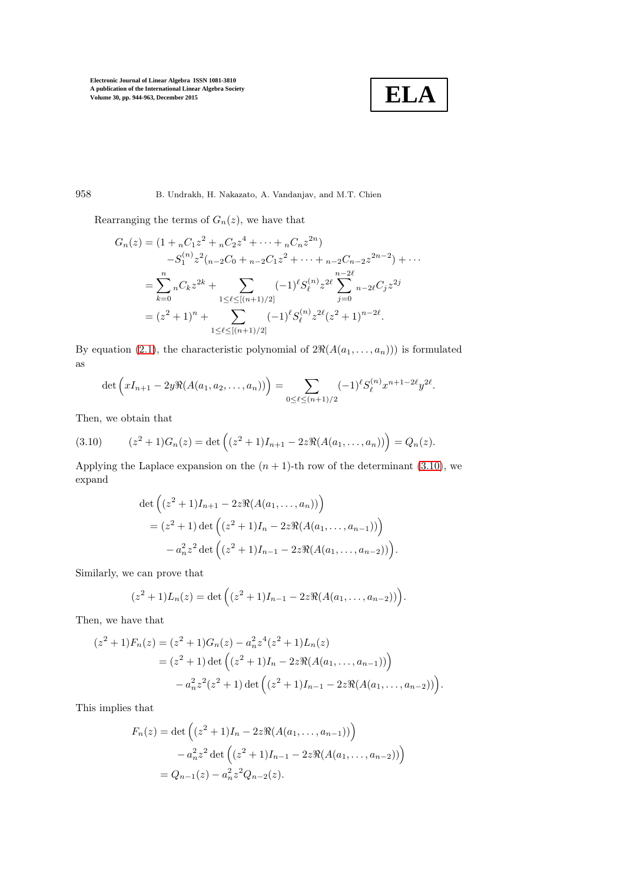Rearranging the terms of $G_n(z)$, we have that

$$\begin{aligned}
G_n(z) &= (1 + {}_nC_1 z^2 + {}_nC_2 z^4 + \cdots + {}_nC_n z^{2n}) \\
&\quad - S_1^{(n)} z^2 ({}_{n-2}C_0 + {}_{n-2}C_1 z^2 + \cdots + {}_{n-2}C_{n-2} z^{2n-2}) + \cdots \\
&= \sum_{k=0}^{n} {}_nC_k z^{2k} + \sum_{1 \le \ell \le [(n+1)/2]} (-1)^\ell S_\ell^{(n)} z^{2\ell} \sum_{j=0}^{n-2\ell} {}_{n-2\ell}C_j z^{2j} \\
&= (z^2+1)^n + \sum_{1 \le \ell \le [(n+1)/2]} (-1)^\ell S_\ell^{(n)} z^{2\ell} (z^2+1)^{n-2\ell}.
\end{aligned}$$

By equation (2.1), the characteristic polynomial of $2\Re(A(a_1, \ldots, a_n))$ is formulated as

$$\det\Big(xI_{n+1} - 2y\Re(A(a_1, a_2, \ldots, a_n))\Big) = \sum_{0 \le \ell \le (n+1)/2} (-1)^\ell S_\ell^{(n)} x^{n+1-2\ell} y^{2\ell}.$$

Then, we obtain that

$$(3.10) \qquad (z^2+1)G_n(z) = \det\Big((z^2+1)I_{n+1} - 2z\Re(A(a_1, \ldots, a_n))\Big) = Q_n(z).$$

Applying the Laplace expansion on the $(n+1)$-th row of the determinant (3.10), we expand

$$\begin{aligned}
&\det\Big((z^2+1)I_{n+1} - 2z\Re(A(a_1, \ldots, a_n))\Big) \\
&\quad = (z^2+1)\det\Big((z^2+1)I_n - 2z\Re(A(a_1, \ldots, a_{n-1}))\Big) \\
&\qquad - a_n^2 z^2 \det\Big((z^2+1)I_{n-1} - 2z\Re(A(a_1, \ldots, a_{n-2}))\Big).
\end{aligned}$$

Similarly, we can prove that

$$(z^2+1)L_n(z) = \det\Big((z^2+1)I_{n-1} - 2z\Re(A(a_1, \ldots, a_{n-2}))\Big).$$

Then, we have that

$$\begin{aligned}
(z^2+1)F_n(z) &= (z^2+1)G_n(z) - a_n^2 z^4 (z^2+1)L_n(z) \\
&= (z^2+1)\det\Big((z^2+1)I_n - 2z\Re(A(a_1, \ldots, a_{n-1}))\Big) \\
&\quad - a_n^2 z^2 (z^2+1)\det\Big((z^2+1)I_{n-1} - 2z\Re(A(a_1, \ldots, a_{n-2}))\Big).
\end{aligned}$$

This implies that

$$\begin{aligned}
F_n(z) &= \det\Big((z^2+1)I_n - 2z\Re(A(a_1, \ldots, a_{n-1}))\Big) \\
&\quad - a_n^2 z^2 \det\Big((z^2+1)I_{n-1} - 2z\Re(A(a_1, \ldots, a_{n-2}))\Big) \\
&= Q_{n-1}(z) - a_n^2 z^2 Q_{n-2}(z).
\end{aligned}$$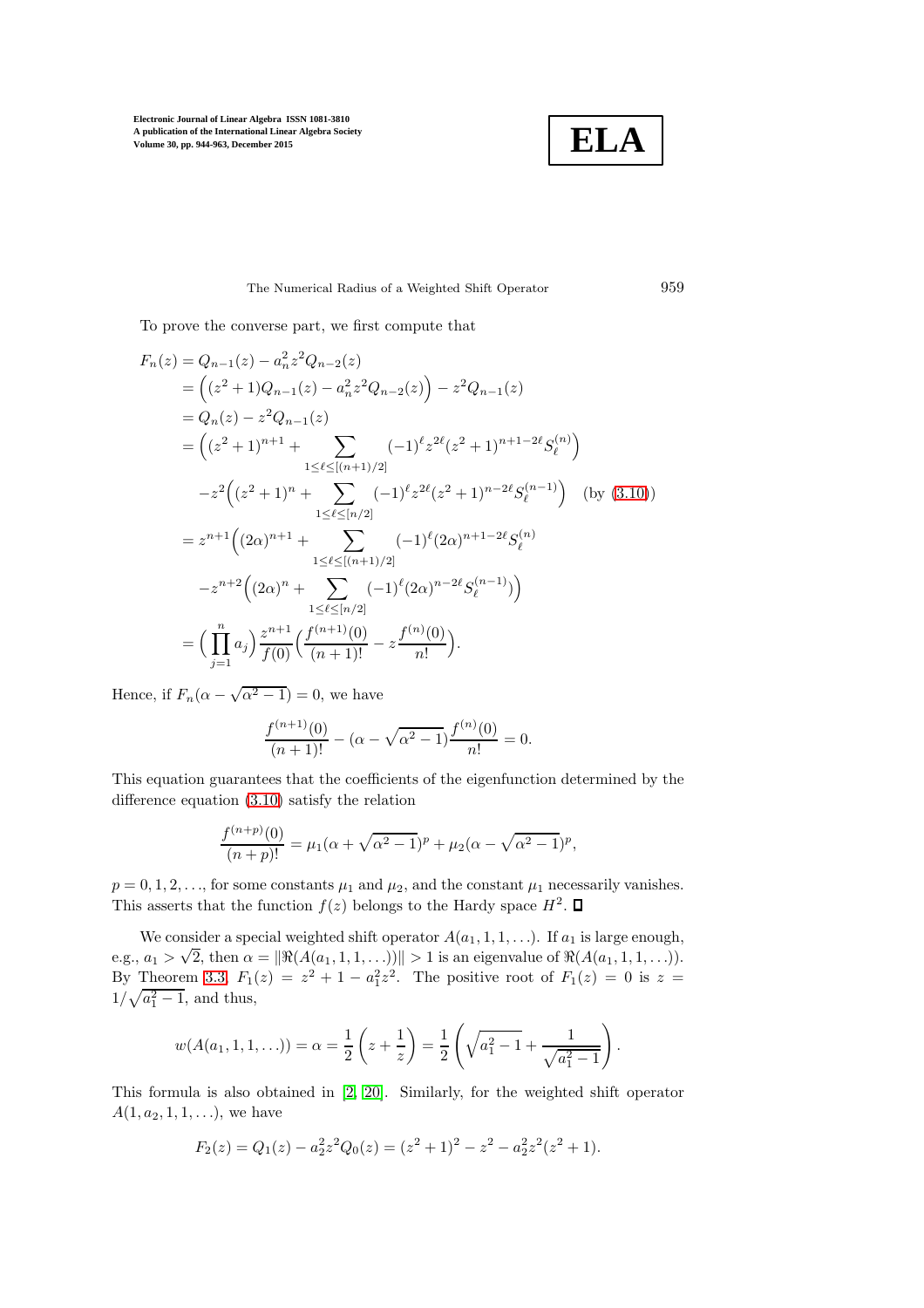To prove the converse part, we first compute that

$$
\begin{aligned}
F_n(z) &= Q_{n-1}(z) - a_n^2 z^2 Q_{n-2}(z) \\
&= \Big( (z^2+1)Q_{n-1}(z) - a_n^2 z^2 Q_{n-2}(z) \Big) - z^2 Q_{n-1}(z) \\
&= Q_n(z) - z^2 Q_{n-1}(z) \\
&= \Big( (z^2+1)^{n+1} + \sum_{1 \le \ell \le [(n+1)/2]} (-1)^\ell z^{2\ell} (z^2+1)^{n+1-2\ell} S_\ell^{(n)} \Big) \\
&\quad - z^2 \Big( (z^2+1)^n + \sum_{1 \le \ell \le [n/2]} (-1)^\ell z^{2\ell} (z^2+1)^{n-2\ell} S_\ell^{(n-1)} \Big) \quad \text{(by (3.10))} \\
&= z^{n+1} \Big( (2\alpha)^{n+1} + \sum_{1 \le \ell \le [(n+1)/2]} (-1)^\ell (2\alpha)^{n+1-2\ell} S_\ell^{(n)} \\
&\quad - z^{n+2} \Big( (2\alpha)^n + \sum_{1 \le \ell \le [n/2]} (-1)^\ell (2\alpha)^{n-2\ell} S_\ell^{(n-1)} \Big) \Big) \\
&= \Big( \prod_{j=1}^n a_j \Big) \frac{z^{n+1}}{f(0)} \Big( \frac{f^{(n+1)}(0)}{(n+1)!} - z \frac{f^{(n)}(0)}{n!} \Big).
\end{aligned}
$$

Hence, if $F_n(\alpha - \sqrt{\alpha^2-1}) = 0$, we have

$$
\frac{f^{(n+1)}(0)}{(n+1)!} - (\alpha - \sqrt{\alpha^2-1}) \frac{f^{(n)}(0)}{n!} = 0.
$$

This equation guarantees that the coefficients of the eigenfunction determined by the difference equation (3.10) satisfy the relation

$$
\frac{f^{(n+p)}(0)}{(n+p)!} = \mu_1 (\alpha + \sqrt{\alpha^2-1})^p + \mu_2 (\alpha - \sqrt{\alpha^2-1})^p,
$$

$p = 0, 1, 2, \ldots$, for some constants $\mu_1$ and $\mu_2$, and the constant $\mu_1$ necessarily vanishes. This asserts that the function $f(z)$ belongs to the Hardy space $H^2$. ∎

We consider a special weighted shift operator $A(a_1, 1, 1, \ldots)$. If $a_1$ is large enough, e.g., $a_1 > \sqrt{2}$, then $\alpha = \|\Re(A(a_1, 1, 1, \ldots))\| > 1$ is an eigenvalue of $\Re(A(a_1, 1, 1, \ldots))$. By Theorem 3.3, $F_1(z) = z^2 + 1 - a_1^2 z^2$. The positive root of $F_1(z) = 0$ is $z = 1/\sqrt{a_1^2 - 1}$, and thus,

$$
w(A(a_1, 1, 1, \ldots)) = \alpha = \frac{1}{2}\left( z + \frac{1}{z} \right) = \frac{1}{2}\left( \sqrt{a_1^2-1} + \frac{1}{\sqrt{a_1^2-1}} \right).
$$

This formula is also obtained in [2, 20]. Similarly, for the weighted shift operator $A(1, a_2, 1, 1, \ldots)$, we have

$$
F_2(z) = Q_1(z) - a_2^2 z^2 Q_0(z) = (z^2+1)^2 - z^2 - a_2^2 z^2 (z^2+1).
$$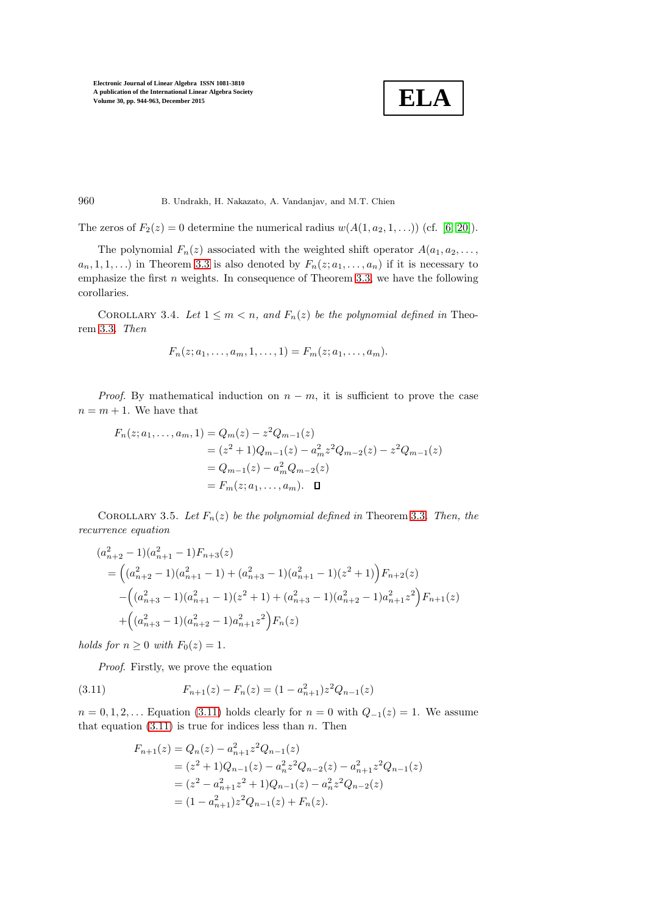The zeros of $F_2(z) = 0$ determine the numerical radius $w(A(1, a_2, 1, \ldots))$ (cf. [6, 20]).

The polynomial $F_n(z)$ associated with the weighted shift operator $A(a_1, a_2, \ldots, a_n, 1, 1, \ldots)$ in Theorem 3.3 is also denoted by $F_n(z; a_1, \ldots, a_n)$ if it is necessary to emphasize the first $n$ weights. In consequence of Theorem 3.3, we have the following corollaries.

Corollary 3.4. *Let $1 \leq m < n$, and $F_n(z)$ be the polynomial defined in* Theorem 3.3. *Then*

$$F_n(z; a_1, \ldots, a_m, 1, \ldots, 1) = F_m(z; a_1, \ldots, a_m).$$

*Proof.* By mathematical induction on $n - m$, it is sufficient to prove the case $n = m + 1$. We have that

$$\begin{aligned}
F_n(z; a_1, \ldots, a_m, 1) &= Q_m(z) - z^2 Q_{m-1}(z) \\
&= (z^2 + 1)Q_{m-1}(z) - a_m^2 z^2 Q_{m-2}(z) - z^2 Q_{m-1}(z) \\
&= Q_{m-1}(z) - a_m^2 Q_{m-2}(z) \\
&= F_m(z; a_1, \ldots, a_m). \quad \square
\end{aligned}$$

Corollary 3.5. *Let $F_n(z)$ be the polynomial defined in* Theorem 3.3. *Then, the recurrence equation*

$$\begin{aligned}
&(a_{n+2}^2 - 1)(a_{n+1}^2 - 1)F_{n+3}(z) \\
&= \Big((a_{n+2}^2 - 1)(a_{n+1}^2 - 1) + (a_{n+3}^2 - 1)(a_{n+1}^2 - 1)(z^2 + 1)\Big)F_{n+2}(z) \\
&\quad - \Big((a_{n+3}^2 - 1)(a_{n+1}^2 - 1)(z^2 + 1) + (a_{n+3}^2 - 1)(a_{n+2}^2 - 1)a_{n+1}^2 z^2\Big)F_{n+1}(z) \\
&\quad + \Big((a_{n+3}^2 - 1)(a_{n+2}^2 - 1)a_{n+1}^2 z^2\Big)F_n(z)
\end{aligned}$$

*holds for $n \geq 0$ with $F_0(z) = 1$.*

*Proof.* Firstly, we prove the equation

$$F_{n+1}(z) - F_n(z) = (1 - a_{n+1}^2)z^2 Q_{n-1}(z) \tag{3.11}$$

$n = 0, 1, 2, \ldots$ Equation (3.11) holds clearly for $n = 0$ with $Q_{-1}(z) = 1$. We assume that equation (3.11) is true for indices less than $n$. Then

$$\begin{aligned}
F_{n+1}(z) &= Q_n(z) - a_{n+1}^2 z^2 Q_{n-1}(z) \\
&= (z^2 + 1)Q_{n-1}(z) - a_n^2 z^2 Q_{n-2}(z) - a_{n+1}^2 z^2 Q_{n-1}(z) \\
&= (z^2 - a_{n+1}^2 z^2 + 1)Q_{n-1}(z) - a_n^2 z^2 Q_{n-2}(z) \\
&= (1 - a_{n+1}^2)z^2 Q_{n-1}(z) + F_n(z).
\end{aligned}$$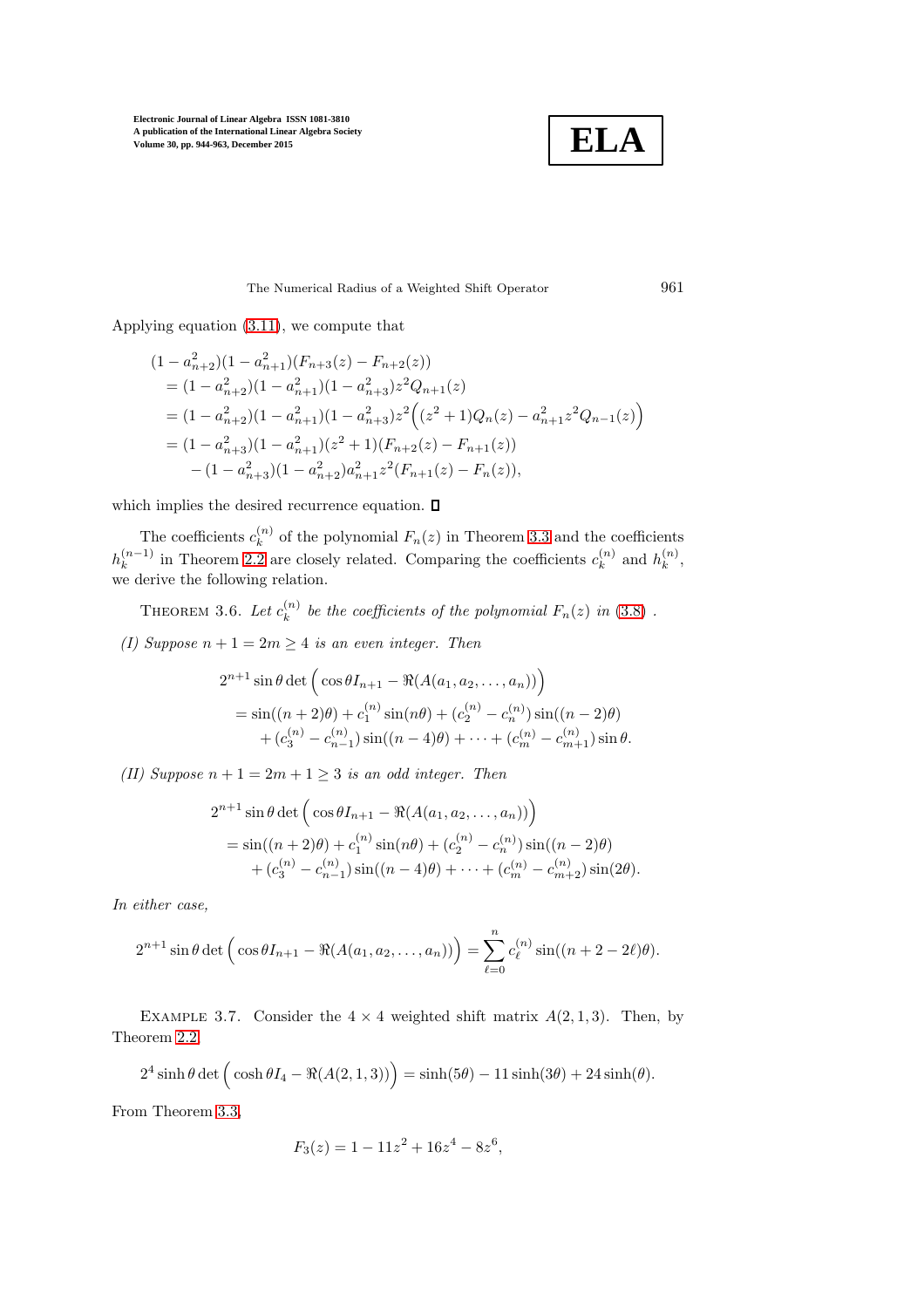Applying equation (3.11), we compute that

$$
\begin{aligned}
&(1-a_{n+2}^2)(1-a_{n+1}^2)(F_{n+3}(z)-F_{n+2}(z)) \\
&= (1-a_{n+2}^2)(1-a_{n+1}^2)(1-a_{n+3}^2)z^2 Q_{n+1}(z) \\
&= (1-a_{n+2}^2)(1-a_{n+1}^2)(1-a_{n+3}^2)z^2\Big((z^2+1)Q_n(z) - a_{n+1}^2 z^2 Q_{n-1}(z)\Big) \\
&= (1-a_{n+3}^2)(1-a_{n+1}^2)(z^2+1)(F_{n+2}(z)-F_{n+1}(z)) \\
&\quad - (1-a_{n+3}^2)(1-a_{n+2}^2)a_{n+1}^2 z^2 (F_{n+1}(z)-F_n(z)),
\end{aligned}
$$

which implies the desired recurrence equation. ◻

The coefficients $c_k^{(n)}$ of the polynomial $F_n(z)$ in Theorem 3.3 and the coefficients $h_k^{(n-1)}$ in Theorem 2.2 are closely related. Comparing the coefficients $c_k^{(n)}$ and $h_k^{(n)}$, we derive the following relation.

THEOREM 3.6. *Let $c_k^{(n)}$ be the coefficients of the polynomial $F_n(z)$ in (3.8) .*

*(I) Suppose $n+1 = 2m \geq 4$ is an even integer. Then*

$$
\begin{aligned}
&2^{n+1}\sin\theta \det\Big(\cos\theta I_{n+1} - \Re(A(a_1,a_2,\ldots,a_n))\Big) \\
&= \sin((n+2)\theta) + c_1^{(n)}\sin(n\theta) + (c_2^{(n)} - c_n^{(n)})\sin((n-2)\theta) \\
&\quad + (c_3^{(n)} - c_{n-1}^{(n)})\sin((n-4)\theta) + \cdots + (c_m^{(n)} - c_{m+1}^{(n)})\sin\theta.
\end{aligned}
$$

*(II) Suppose $n+1 = 2m+1 \geq 3$ is an odd integer. Then*

$$
\begin{aligned}
&2^{n+1}\sin\theta \det\Big(\cos\theta I_{n+1} - \Re(A(a_1,a_2,\ldots,a_n))\Big) \\
&= \sin((n+2)\theta) + c_1^{(n)}\sin(n\theta) + (c_2^{(n)} - c_n^{(n)})\sin((n-2)\theta) \\
&\quad + (c_3^{(n)} - c_{n-1}^{(n)})\sin((n-4)\theta) + \cdots + (c_m^{(n)} - c_{m+2}^{(n)})\sin(2\theta).
\end{aligned}
$$

*In either case,*

$$
2^{n+1}\sin\theta \det\Big(\cos\theta I_{n+1} - \Re(A(a_1,a_2,\ldots,a_n))\Big) = \sum_{\ell=0}^{n} c_\ell^{(n)}\sin((n+2-2\ell)\theta).
$$

EXAMPLE 3.7. Consider the $4 \times 4$ weighted shift matrix $A(2,1,3)$. Then, by Theorem 2.2

$$
2^4\sinh\theta \det\Big(\cosh\theta I_4 - \Re(A(2,1,3))\Big) = \sinh(5\theta) - 11\sinh(3\theta) + 24\sinh(\theta).
$$

From Theorem 3.3,

$$
F_3(z) = 1 - 11z^2 + 16z^4 - 8z^6,
$$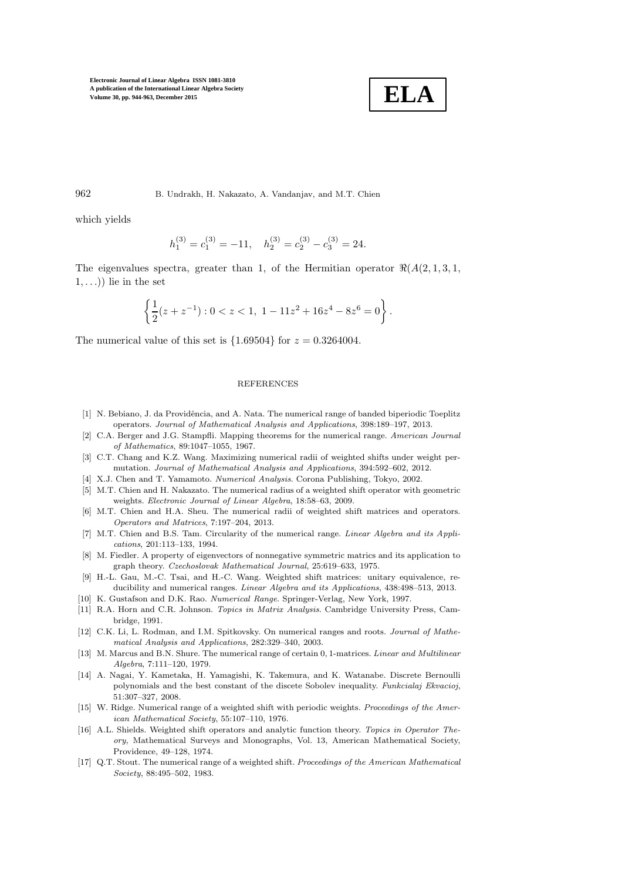which yields

$$h_1^{(3)} = c_1^{(3)} = -11, \quad h_2^{(3)} = c_2^{(3)} - c_3^{(3)} = 24.$$

The eigenvalues spectra, greater than 1, of the Hermitian operator $\Re(A(2,1,3,1,1,\ldots))$ lie in the set

$$\left\{ \frac{1}{2}(z + z^{-1}) : 0 < z < 1, \; 1 - 11z^2 + 16z^4 - 8z^6 = 0 \right\}.$$

The numerical value of this set is $\{1.69504\}$ for $z = 0.3264004$.

## REFERENCES

[1] N. Bebiano, J. da Providência, and A. Nata. The numerical range of banded biperiodic Toeplitz operators. *Journal of Mathematical Analysis and Applications*, 398:189–197, 2013.

[2] C.A. Berger and J.G. Stampfli. Mapping theorems for the numerical range. *American Journal of Mathematics*, 89:1047–1055, 1967.

[3] C.T. Chang and K.Z. Wang. Maximizing numerical radii of weighted shifts under weight permutation. *Journal of Mathematical Analysis and Applications*, 394:592–602, 2012.

[4] X.J. Chen and T. Yamamoto. *Numerical Analysis*. Corona Publishing, Tokyo, 2002.

[5] M.T. Chien and H. Nakazato. The numerical radius of a weighted shift operator with geometric weights. *Electronic Journal of Linear Algebra*, 18:58–63, 2009.

[6] M.T. Chien and H.A. Sheu. The numerical radii of weighted shift matrices and operators. *Operators and Matrices*, 7:197–204, 2013.

[7] M.T. Chien and B.S. Tam. Circularity of the numerical range. *Linear Algebra and its Applications*, 201:113–133, 1994.

[8] M. Fiedler. A property of eigenvectors of nonnegative symmetric matrics and its application to graph theory. *Czechoslovak Mathematical Journal*, 25:619–633, 1975.

[9] H.-L. Gau, M.-C. Tsai, and H.-C. Wang. Weighted shift matrices: unitary equivalence, reducibility and numerical ranges. *Linear Algebra and its Applications*, 438:498–513, 2013.

[10] K. Gustafson and D.K. Rao. *Numerical Range*. Springer-Verlag, New York, 1997.

[11] R.A. Horn and C.R. Johnson. *Topics in Matrix Analysis*. Cambridge University Press, Cambridge, 1991.

[12] C.K. Li, L. Rodman, and I.M. Spitkovsky. On numerical ranges and roots. *Journal of Mathematical Analysis and Applications*, 282:329–340, 2003.

[13] M. Marcus and B.N. Shure. The numerical range of certain 0, 1-matrices. *Linear and Multilinear Algebra*, 7:111–120, 1979.

[14] A. Nagai, Y. Kametaka, H. Yamagishi, K. Takemura, and K. Watanabe. Discrete Bernoulli polynomials and the best constant of the discete Sobolev inequality. *Funkcialaj Ekvacioj*, 51:307–327, 2008.

[15] W. Ridge. Numerical range of a weighted shift with periodic weights. *Proceedings of the American Mathematical Society*, 55:107–110, 1976.

[16] A.L. Shields. Weighted shift operators and analytic function theory. *Topics in Operator Theory*, Mathematical Surveys and Monographs, Vol. 13, American Mathematical Society, Providence, 49–128, 1974.

[17] Q.T. Stout. The numerical range of a weighted shift. *Proceedings of the American Mathematical Society*, 88:495–502, 1983.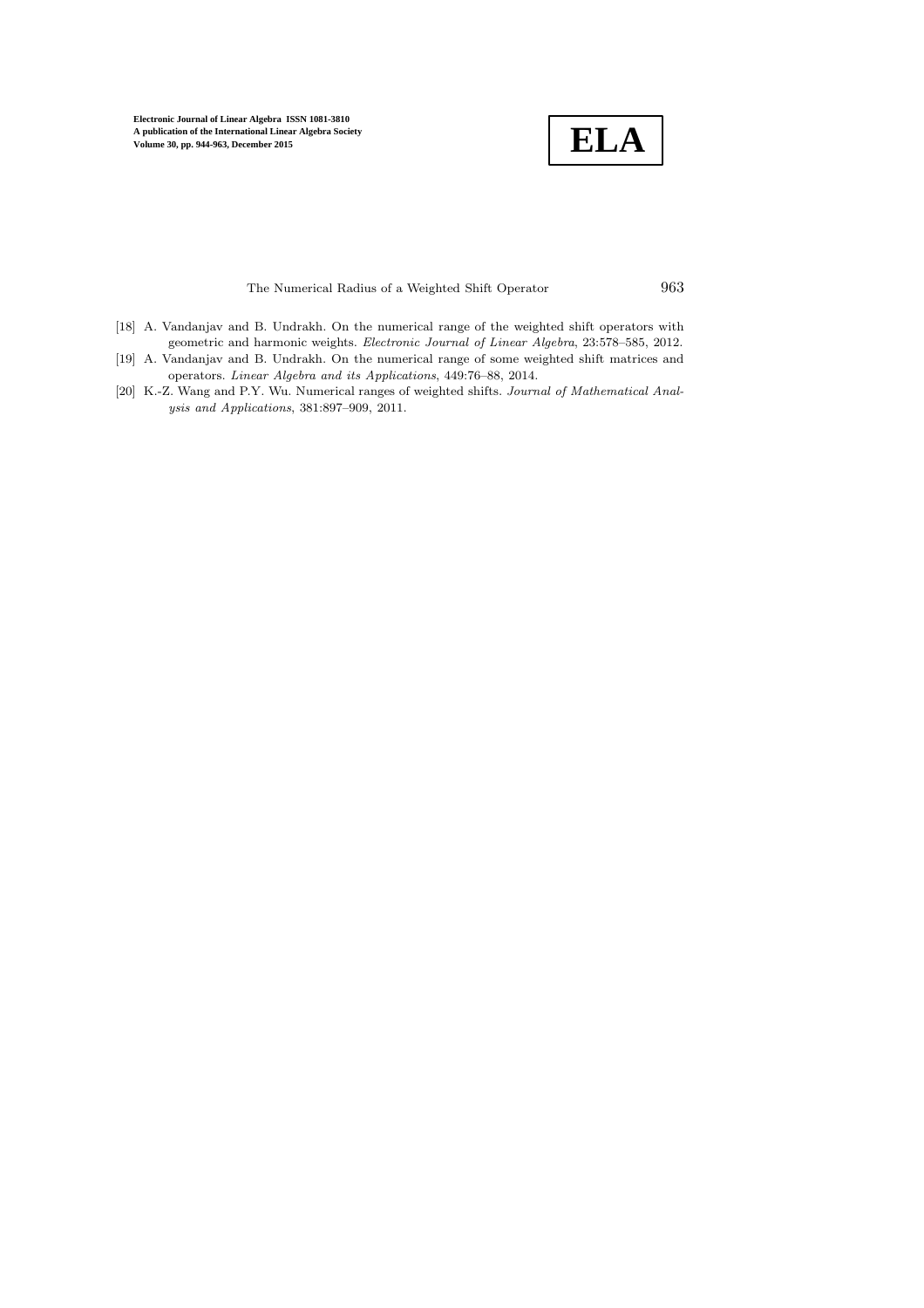[18] A. Vandanjav and B. Undrakh. On the numerical range of the weighted shift operators with geometric and harmonic weights. *Electronic Journal of Linear Algebra*, 23:578–585, 2012.

[19] A. Vandanjav and B. Undrakh. On the numerical range of some weighted shift matrices and operators. *Linear Algebra and its Applications*, 449:76–88, 2014.

[20] K.-Z. Wang and P.Y. Wu. Numerical ranges of weighted shifts. *Journal of Mathematical Analysis and Applications*, 381:897–909, 2011.